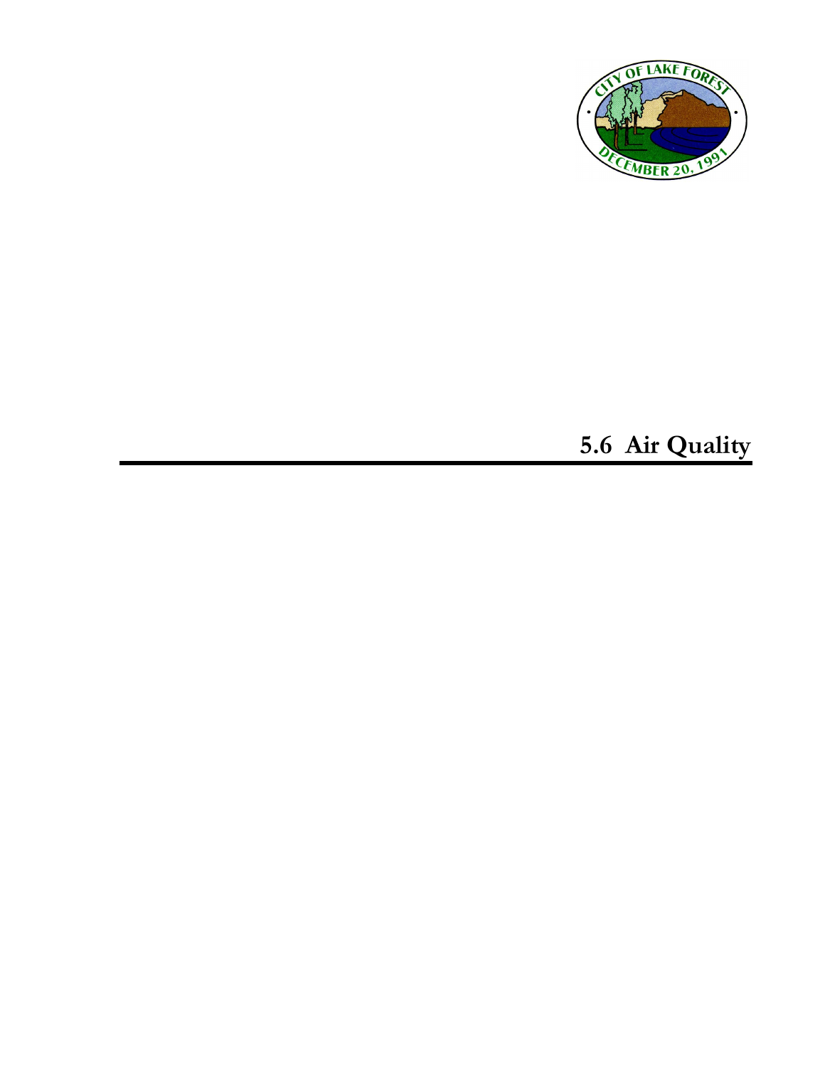# 5.6 Air Quality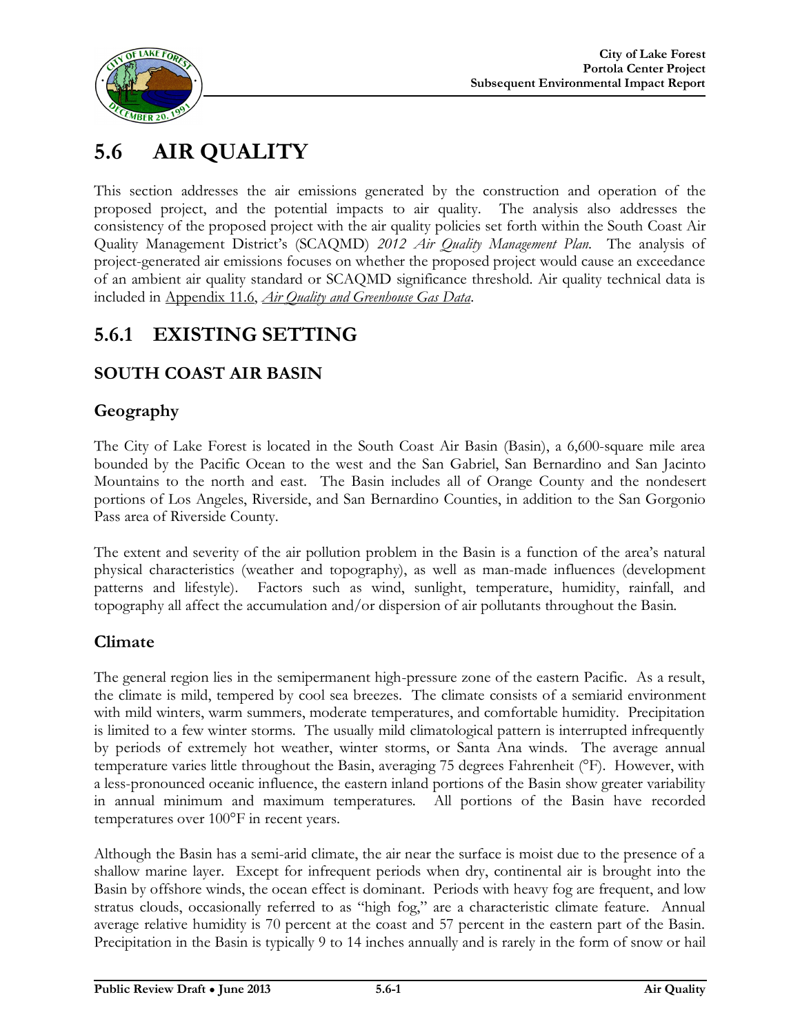# 5.6 AIR QUALITY

This section addresses the air emissions generated by the construction and operation of the proposed project, and the potential impacts to air quality. The analysis also addresses the consistency of the proposed project with the air quality policies set forth within the South Coast Air Quality Management District's (SCAQMD) *2012 Air Quality Management Plan*. The analysis of project-generated air emissions focuses on whether the proposed project would cause an exceedance of an ambient air quality standard or SCAQMD significance threshold. Air quality technical data is included in Appendix 11.6, *Air Quality and Greenhouse Gas Data*.

## 5.6.1 EXISTING SETTING

### SOUTH COAST AIR BASIN

#### Geography

The City of Lake Forest is located in the South Coast Air Basin (Basin), a 6,600-square mile area bounded by the Pacific Ocean to the west and the San Gabriel, San Bernardino and San Jacinto Mountains to the north and east. The Basin includes all of Orange County and the nondesert portions of Los Angeles, Riverside, and San Bernardino Counties, in addition to the San Gorgonio Pass area of Riverside County.

The extent and severity of the air pollution problem in the Basin is a function of the area's natural physical characteristics (weather and topography), as well as man-made influences (development patterns and lifestyle). Factors such as wind, sunlight, temperature, humidity, rainfall, and topography all affect the accumulation and/or dispersion of air pollutants throughout the Basin.

#### Climate

The general region lies in the semipermanent high-pressure zone of the eastern Pacific. As a result, the climate is mild, tempered by cool sea breezes. The climate consists of a semiarid environment with mild winters, warm summers, moderate temperatures, and comfortable humidity. Precipitation is limited to a few winter storms. The usually mild climatological pattern is interrupted infrequently by periods of extremely hot weather, winter storms, or Santa Ana winds. The average annual temperature varies little throughout the Basin, averaging 75 degrees Fahrenheit (°F). However, with a less-pronounced oceanic influence, the eastern inland portions of the Basin show greater variability in annual minimum and maximum temperatures. All portions of the Basin have recorded temperatures over 100°F in recent years.

Although the Basin has a semi-arid climate, the air near the surface is moist due to the presence of a shallow marine layer. Except for infrequent periods when dry, continental air is brought into the Basin by offshore winds, the ocean effect is dominant. Periods with heavy fog are frequent, and low stratus clouds, occasionally referred to as "high fog," are a characteristic climate feature. Annual average relative humidity is 70 percent at the coast and 57 percent in the eastern part of the Basin. Precipitation in the Basin is typically 9 to 14 inches annually and is rarely in the form of snow or hail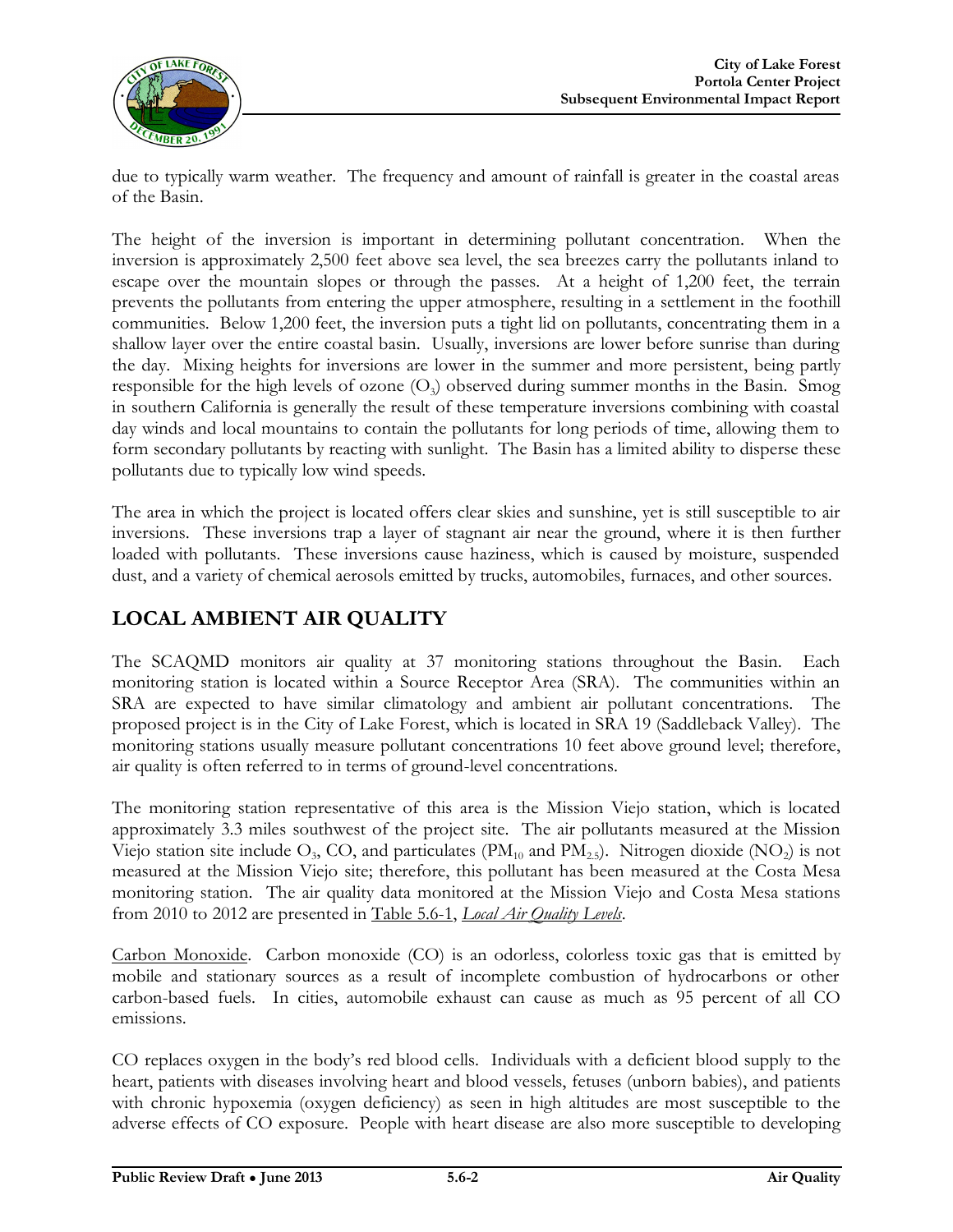due to typically warm weather. The frequency and amount of rainfall is greater in the coastal areas of the Basin.

The height of the inversion is important in determining pollutant concentration. When the inversion is approximately 2,500 feet above sea level, the sea breezes carry the pollutants inland to escape over the mountain slopes or through the passes. At a height of 1,200 feet, the terrain prevents the pollutants from entering the upper atmosphere, resulting in a settlement in the foothill communities. Below 1,200 feet, the inversion puts a tight lid on pollutants, concentrating them in a shallow layer over the entire coastal basin. Usually, inversions are lower before sunrise than during the day. Mixing heights for inversions are lower in the summer and more persistent, being partly responsible for the high levels of ozone ($O_3$) observed during summer months in the Basin. Smog in southern California is generally the result of these temperature inversions combining with coastal day winds and local mountains to contain the pollutants for long periods of time, allowing them to form secondary pollutants by reacting with sunlight. The Basin has a limited ability to disperse these pollutants due to typically low wind speeds.

The area in which the project is located offers clear skies and sunshine, yet is still susceptible to air inversions. These inversions trap a layer of stagnant air near the ground, where it is then further loaded with pollutants. These inversions cause haziness, which is caused by moisture, suspended dust, and a variety of chemical aerosols emitted by trucks, automobiles, furnaces, and other sources.

## LOCAL AMBIENT AIR QUALITY

The SCAQMD monitors air quality at 37 monitoring stations throughout the Basin. Each monitoring station is located within a Source Receptor Area (SRA). The communities within an SRA are expected to have similar climatology and ambient air pollutant concentrations. The proposed project is in the City of Lake Forest, which is located in SRA 19 (Saddleback Valley). The monitoring stations usually measure pollutant concentrations 10 feet above ground level; therefore, air quality is often referred to in terms of ground-level concentrations.

The monitoring station representative of this area is the Mission Viejo station, which is located approximately 3.3 miles southwest of the project site. The air pollutants measured at the Mission Viejo station site include $O_3$, CO, and particulates ($PM_{10}$ and $PM_{2.5}$). Nitrogen dioxide ($NO_2$) is not measured at the Mission Viejo site; therefore, this pollutant has been measured at the Costa Mesa monitoring station. The air quality data monitored at the Mission Viejo and Costa Mesa stations from 2010 to 2012 are presented in Table 5.6-1, *Local Air Quality Levels*.

Carbon Monoxide. Carbon monoxide (CO) is an odorless, colorless toxic gas that is emitted by mobile and stationary sources as a result of incomplete combustion of hydrocarbons or other carbon-based fuels. In cities, automobile exhaust can cause as much as 95 percent of all CO emissions.

CO replaces oxygen in the body's red blood cells. Individuals with a deficient blood supply to the heart, patients with diseases involving heart and blood vessels, fetuses (unborn babies), and patients with chronic hypoxemia (oxygen deficiency) as seen in high altitudes are most susceptible to the adverse effects of CO exposure. People with heart disease are also more susceptible to developing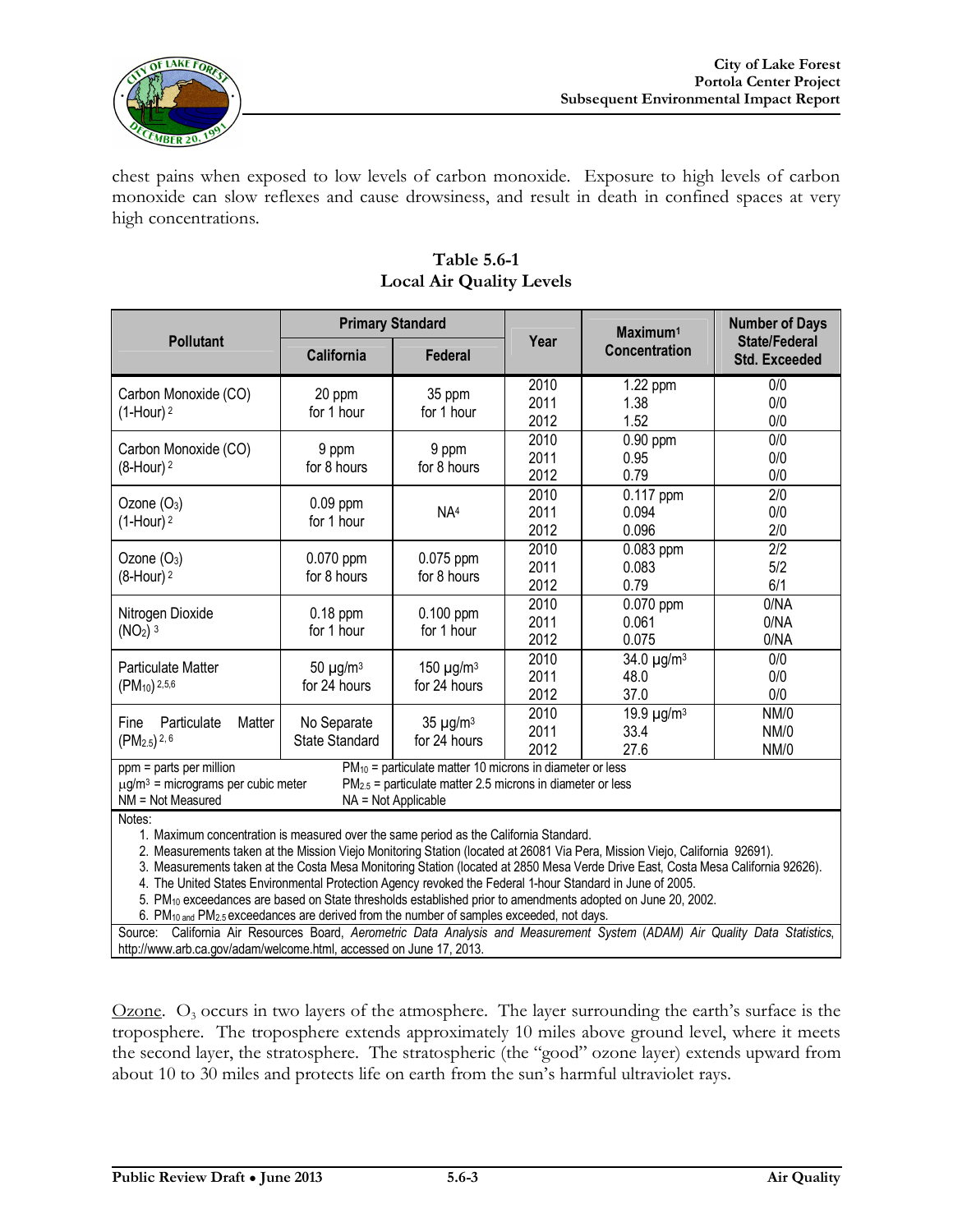chest pains when exposed to low levels of carbon monoxide. Exposure to high levels of carbon monoxide can slow reflexes and cause drowsiness, and result in death in confined spaces at very high concentrations.

**Table 5.6-1**
**Local Air Quality Levels**

| Pollutant | Primary Standard | | Year | Maximum[1] Concentration | Number of Days State/Federal Std. Exceeded |
|---|---|---|---|---|---|
| | California | Federal | | | |
| Carbon Monoxide (CO) (1-Hour)[2] | 20 ppm for 1 hour | 35 ppm for 1 hour | 2010<br>2011<br>2012 | 1.22 ppm<br>1.38<br>1.52 | 0/0<br>0/0<br>0/0 |
| Carbon Monoxide (CO) (8-Hour)[2] | 9 ppm for 8 hours | 9 ppm for 8 hours | 2010<br>2011<br>2012 | 0.90 ppm<br>0.95<br>0.79 | 0/0<br>0/0<br>0/0 |
| Ozone ($O_3$) (1-Hour)[2] | 0.09 ppm for 1 hour | NA[4] | 2010<br>2011<br>2012 | 0.117 ppm<br>0.094<br>0.096 | 2/0<br>0/0<br>2/0 |
| Ozone ($O_3$) (8-Hour)[2] | 0.070 ppm for 8 hours | 0.075 ppm for 8 hours | 2010<br>2011<br>2012 | 0.083 ppm<br>0.083<br>0.79 | 2/2<br>5/2<br>6/1 |
| Nitrogen Dioxide ($NO_2$)[3] | 0.18 ppm for 1 hour | 0.100 ppm for 1 hour | 2010<br>2011<br>2012 | 0.070 ppm<br>0.061<br>0.075 | 0/NA<br>0/NA<br>0/NA |
| Particulate Matter ($PM_{10}$)[2,5,6] | 50 μg/m³ for 24 hours | 150 μg/m³ for 24 hours | 2010<br>2011<br>2012 | 34.0 μg/m³<br>48.0<br>37.0 | 0/0<br>0/0<br>0/0 |
| Fine Particulate Matter ($PM_{2.5}$)[2,6] | No Separate State Standard | 35 μg/m³ for 24 hours | 2010<br>2011<br>2012 | 19.9 μg/m³<br>33.4<br>27.6 | NM/0<br>NM/0<br>NM/0 |

ppm = parts per million
μg/m³ = micrograms per cubic meter
NM = Not Measured
$PM_{10}$ = particulate matter 10 microns in diameter or less
$PM_{2.5}$ = particulate matter 2.5 microns in diameter or less
NA = Not Applicable

Notes:
1. Maximum concentration is measured over the same period as the California Standard.
2. Measurements taken at the Mission Viejo Monitoring Station (located at 26081 Via Pera, Mission Viejo, California 92691).
3. Measurements taken at the Costa Mesa Monitoring Station (located at 2850 Mesa Verde Drive East, Costa Mesa California 92626).
4. The United States Environmental Protection Agency revoked the Federal 1-hour Standard in June of 2005.
5. $PM_{10}$ exceedances are based on State thresholds established prior to amendments adopted on June 20, 2002.
6. $PM_{10}$ and $PM_{2.5}$ exceedances are derived from the number of samples exceeded, not days.

Source: California Air Resources Board, *Aerometric Data Analysis and Measurement System (ADAM) Air Quality Data Statistics*, http://www.arb.ca.gov/adam/welcome.html, accessed on June 17, 2013.

Ozone. $O_3$ occurs in two layers of the atmosphere. The layer surrounding the earth's surface is the troposphere. The troposphere extends approximately 10 miles above ground level, where it meets the second layer, the stratosphere. The stratospheric (the "good" ozone layer) extends upward from about 10 to 30 miles and protects life on earth from the sun's harmful ultraviolet rays.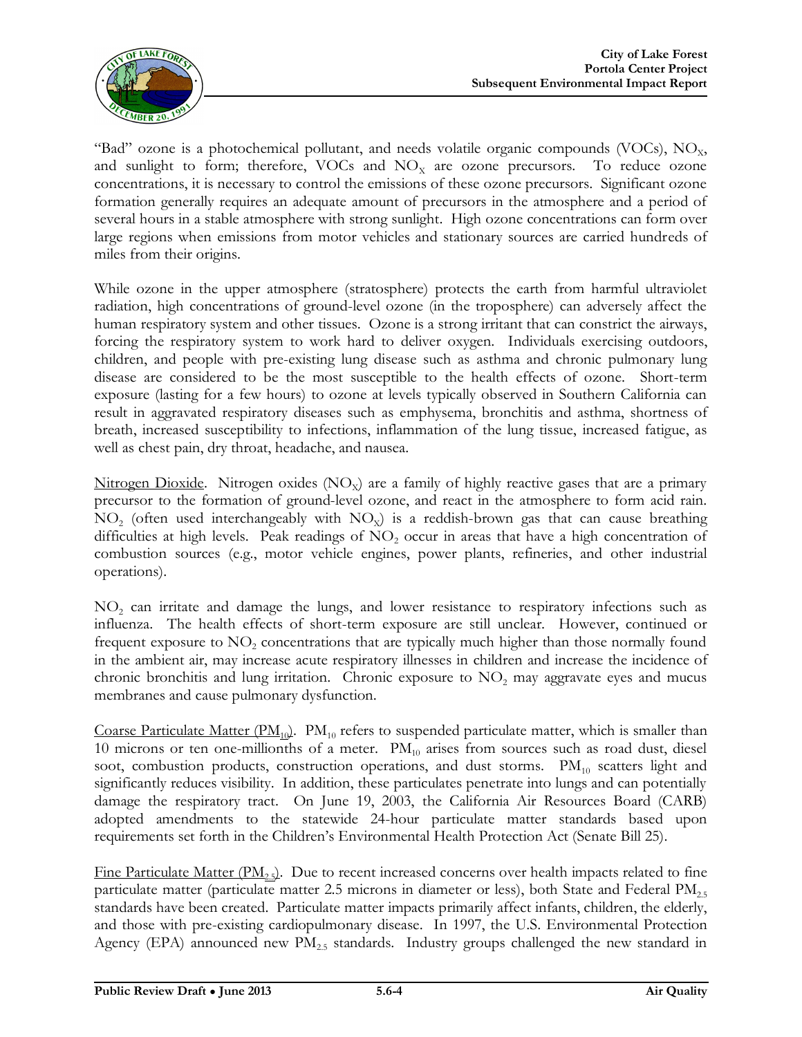"Bad" ozone is a photochemical pollutant, and needs volatile organic compounds (VOCs), $NO_X$, and sunlight to form; therefore, VOCs and $NO_X$ are ozone precursors. To reduce ozone concentrations, it is necessary to control the emissions of these ozone precursors. Significant ozone formation generally requires an adequate amount of precursors in the atmosphere and a period of several hours in a stable atmosphere with strong sunlight. High ozone concentrations can form over large regions when emissions from motor vehicles and stationary sources are carried hundreds of miles from their origins.

While ozone in the upper atmosphere (stratosphere) protects the earth from harmful ultraviolet radiation, high concentrations of ground-level ozone (in the troposphere) can adversely affect the human respiratory system and other tissues. Ozone is a strong irritant that can constrict the airways, forcing the respiratory system to work hard to deliver oxygen. Individuals exercising outdoors, children, and people with pre-existing lung disease such as asthma and chronic pulmonary lung disease are considered to be the most susceptible to the health effects of ozone. Short-term exposure (lasting for a few hours) to ozone at levels typically observed in Southern California can result in aggravated respiratory diseases such as emphysema, bronchitis and asthma, shortness of breath, increased susceptibility to infections, inflammation of the lung tissue, increased fatigue, as well as chest pain, dry throat, headache, and nausea.

Nitrogen Dioxide. Nitrogen oxides ($NO_X$) are a family of highly reactive gases that are a primary precursor to the formation of ground-level ozone, and react in the atmosphere to form acid rain. $NO_2$ (often used interchangeably with $NO_X$) is a reddish-brown gas that can cause breathing difficulties at high levels. Peak readings of $NO_2$ occur in areas that have a high concentration of combustion sources (e.g., motor vehicle engines, power plants, refineries, and other industrial operations).

$NO_2$ can irritate and damage the lungs, and lower resistance to respiratory infections such as influenza. The health effects of short-term exposure are still unclear. However, continued or frequent exposure to $NO_2$ concentrations that are typically much higher than those normally found in the ambient air, may increase acute respiratory illnesses in children and increase the incidence of chronic bronchitis and lung irritation. Chronic exposure to $NO_2$ may aggravate eyes and mucus membranes and cause pulmonary dysfunction.

Coarse Particulate Matter ($PM_{10}$). $PM_{10}$ refers to suspended particulate matter, which is smaller than 10 microns or ten one-millionths of a meter. $PM_{10}$ arises from sources such as road dust, diesel soot, combustion products, construction operations, and dust storms. $PM_{10}$ scatters light and significantly reduces visibility. In addition, these particulates penetrate into lungs and can potentially damage the respiratory tract. On June 19, 2003, the California Air Resources Board (CARB) adopted amendments to the statewide 24-hour particulate matter standards based upon requirements set forth in the Children's Environmental Health Protection Act (Senate Bill 25).

Fine Particulate Matter ($PM_{2.5}$). Due to recent increased concerns over health impacts related to fine particulate matter (particulate matter 2.5 microns in diameter or less), both State and Federal $PM_{2.5}$ standards have been created. Particulate matter impacts primarily affect infants, children, the elderly, and those with pre-existing cardiopulmonary disease. In 1997, the U.S. Environmental Protection Agency (EPA) announced new $PM_{2.5}$ standards. Industry groups challenged the new standard in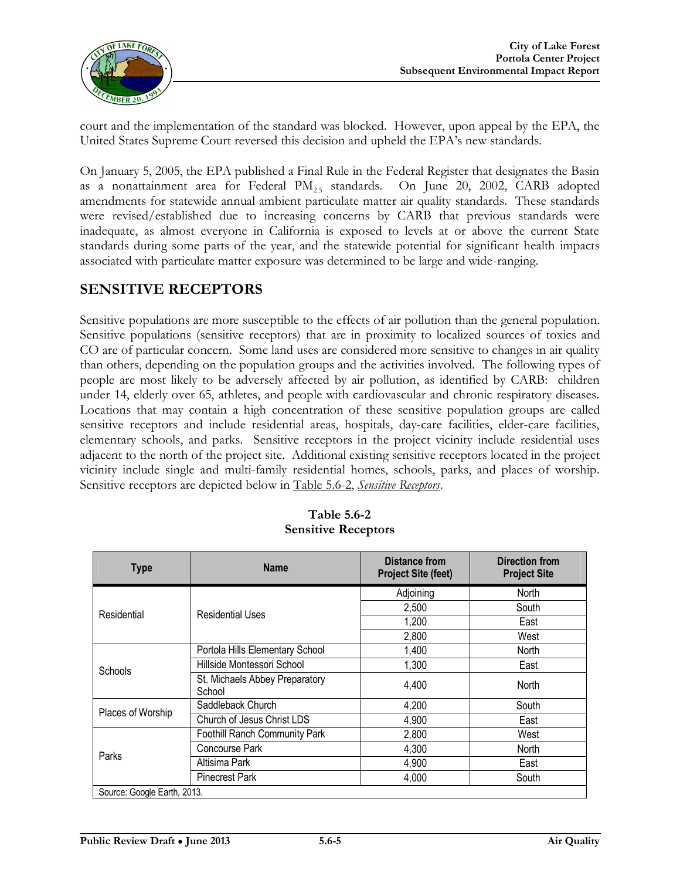court and the implementation of the standard was blocked. However, upon appeal by the EPA, the United States Supreme Court reversed this decision and upheld the EPA's new standards.

On January 5, 2005, the EPA published a Final Rule in the Federal Register that designates the Basin as a nonattainment area for Federal $PM_{2.5}$ standards. On June 20, 2002, CARB adopted amendments for statewide annual ambient particulate matter air quality standards. These standards were revised/established due to increasing concerns by CARB that previous standards were inadequate, as almost everyone in California is exposed to levels at or above the current State standards during some parts of the year, and the statewide potential for significant health impacts associated with particulate matter exposure was determined to be large and wide-ranging.

## SENSITIVE RECEPTORS

Sensitive populations are more susceptible to the effects of air pollution than the general population. Sensitive populations (sensitive receptors) that are in proximity to localized sources of toxics and CO are of particular concern. Some land uses are considered more sensitive to changes in air quality than others, depending on the population groups and the activities involved. The following types of people are most likely to be adversely affected by air pollution, as identified by CARB: children under 14, elderly over 65, athletes, and people with cardiovascular and chronic respiratory diseases. Locations that may contain a high concentration of these sensitive population groups are called sensitive receptors and include residential areas, hospitals, day-care facilities, elder-care facilities, elementary schools, and parks. Sensitive receptors in the project vicinity include residential uses adjacent to the north of the project site. Additional existing sensitive receptors located in the project vicinity include single and multi-family residential homes, schools, parks, and places of worship. Sensitive receptors are depicted below in Table 5.6-2, *Sensitive Receptors*.

**Table 5.6-2**
**Sensitive Receptors**

| Type | Name | Distance from Project Site (feet) | Direction from Project Site |
|---|---|---|---|
| Residential | Residential Uses | Adjoining | North |
| | | 2,500 | South |
| | | 1,200 | East |
| | | 2,800 | West |
| Schools | Portola Hills Elementary School | 1,400 | North |
| | Hillside Montessori School | 1,300 | East |
| | St. Michaels Abbey Preparatory School | 4,400 | North |
| Places of Worship | Saddleback Church | 4,200 | South |
| | Church of Jesus Christ LDS | 4,900 | East |
| Parks | Foothill Ranch Community Park | 2,800 | West |
| | Concourse Park | 4,300 | North |
| | Altisima Park | 4,900 | East |
| | Pinecrest Park | 4,000 | South |

Source: Google Earth, 2013.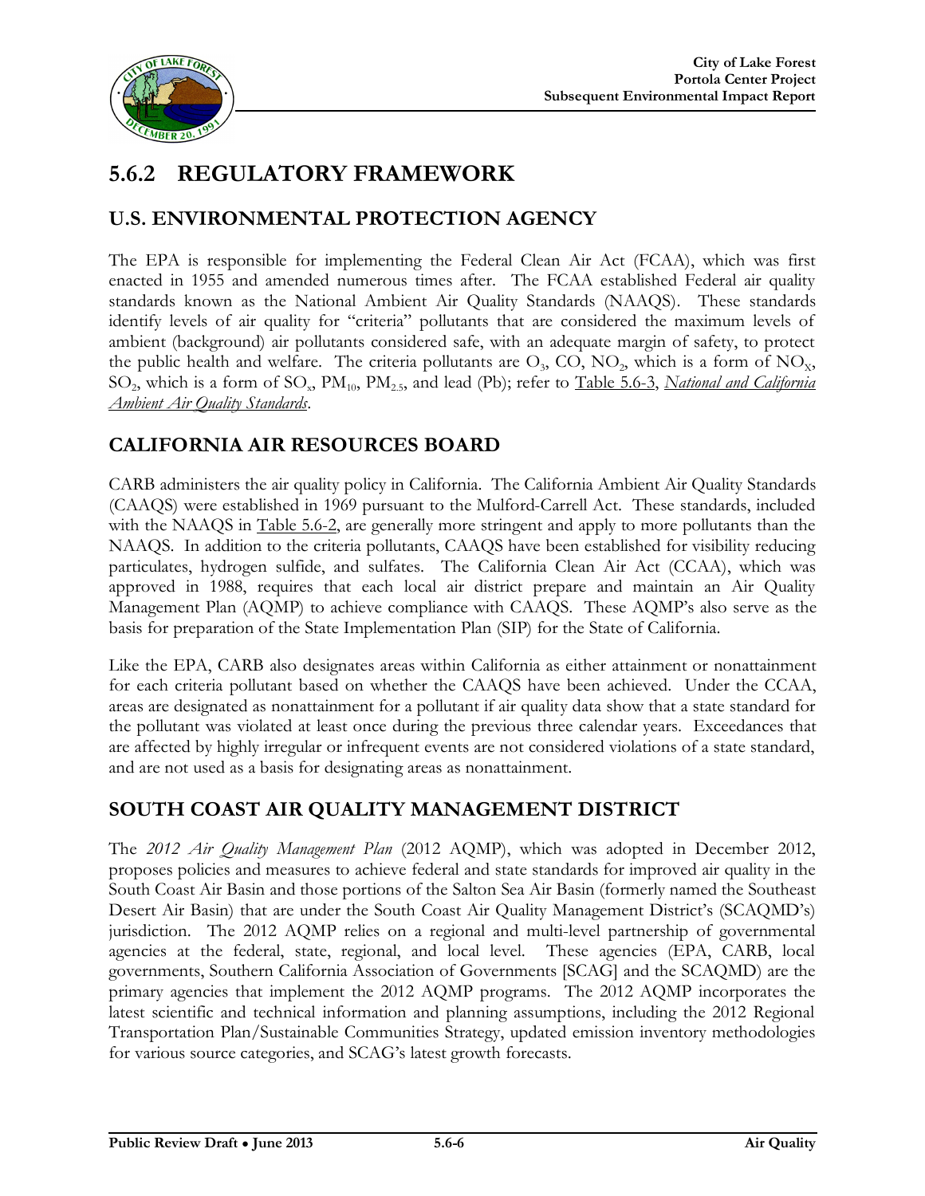## 5.6.2 REGULATORY FRAMEWORK

### U.S. ENVIRONMENTAL PROTECTION AGENCY

The EPA is responsible for implementing the Federal Clean Air Act (FCAA), which was first enacted in 1955 and amended numerous times after. The FCAA established Federal air quality standards known as the National Ambient Air Quality Standards (NAAQS). These standards identify levels of air quality for "criteria" pollutants that are considered the maximum levels of ambient (background) air pollutants considered safe, with an adequate margin of safety, to protect the public health and welfare. The criteria pollutants are $O_3$, CO, $NO_2$, which is a form of $NO_X$, $SO_2$, which is a form of $SO_x$, $PM_{10}$, $PM_{2.5}$, and lead (Pb); refer to Table 5.6-3, *National and California Ambient Air Quality Standards*.

### CALIFORNIA AIR RESOURCES BOARD

CARB administers the air quality policy in California. The California Ambient Air Quality Standards (CAAQS) were established in 1969 pursuant to the Mulford-Carrell Act. These standards, included with the NAAQS in Table 5.6-2, are generally more stringent and apply to more pollutants than the NAAQS. In addition to the criteria pollutants, CAAQS have been established for visibility reducing particulates, hydrogen sulfide, and sulfates. The California Clean Air Act (CCAA), which was approved in 1988, requires that each local air district prepare and maintain an Air Quality Management Plan (AQMP) to achieve compliance with CAAQS. These AQMP's also serve as the basis for preparation of the State Implementation Plan (SIP) for the State of California.

Like the EPA, CARB also designates areas within California as either attainment or nonattainment for each criteria pollutant based on whether the CAAQS have been achieved. Under the CCAA, areas are designated as nonattainment for a pollutant if air quality data show that a state standard for the pollutant was violated at least once during the previous three calendar years. Exceedances that are affected by highly irregular or infrequent events are not considered violations of a state standard, and are not used as a basis for designating areas as nonattainment.

### SOUTH COAST AIR QUALITY MANAGEMENT DISTRICT

The *2012 Air Quality Management Plan* (2012 AQMP), which was adopted in December 2012, proposes policies and measures to achieve federal and state standards for improved air quality in the South Coast Air Basin and those portions of the Salton Sea Air Basin (formerly named the Southeast Desert Air Basin) that are under the South Coast Air Quality Management District's (SCAQMD's) jurisdiction. The 2012 AQMP relies on a regional and multi-level partnership of governmental agencies at the federal, state, regional, and local level. These agencies (EPA, CARB, local governments, Southern California Association of Governments [SCAG] and the SCAQMD) are the primary agencies that implement the 2012 AQMP programs. The 2012 AQMP incorporates the latest scientific and technical information and planning assumptions, including the 2012 Regional Transportation Plan/Sustainable Communities Strategy, updated emission inventory methodologies for various source categories, and SCAG's latest growth forecasts.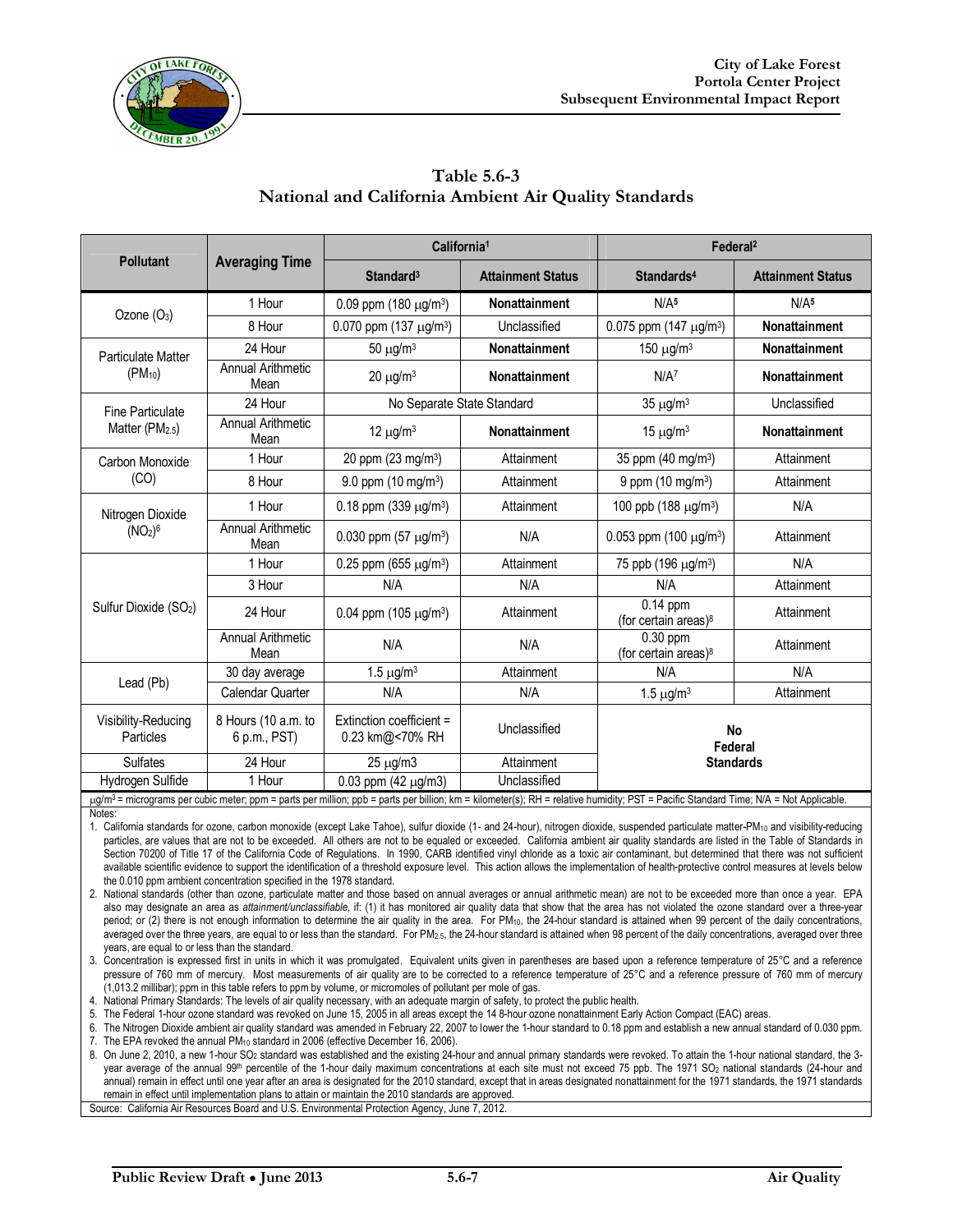## Table 5.6-3
## National and California Ambient Air Quality Standards

| Pollutant | Averaging Time | California[1] | | Federal[2] | |
|---|---|---|---|---|---|
| | | Standard[3] | Attainment Status | Standards[4] | Attainment Status |
| Ozone ($O_3$) | 1 Hour | 0.09 ppm (180 μg/m$^3$) | **Nonattainment** | N/A[5] | N/A[5] |
| | 8 Hour | 0.070 ppm (137 μg/m$^3$) | Unclassified | 0.075 ppm (147 μg/m$^3$) | **Nonattainment** |
| Particulate Matter ($PM_{10}$) | 24 Hour | 50 μg/m$^3$ | **Nonattainment** | 150 μg/m$^3$ | **Nonattainment** |
| | Annual Arithmetic Mean | 20 μg/m$^3$ | **Nonattainment** | N/A[7] | **Nonattainment** |
| Fine Particulate Matter ($PM_{2.5}$) | 24 Hour | No Separate State Standard | | 35 μg/m$^3$ | Unclassified |
| | Annual Arithmetic Mean | 12 μg/m$^3$ | **Nonattainment** | 15 μg/m$^3$ | **Nonattainment** |
| Carbon Monoxide (CO) | 1 Hour | 20 ppm (23 mg/m$^3$) | Attainment | 35 ppm (40 mg/m$^3$) | Attainment |
| | 8 Hour | 9.0 ppm (10 mg/m$^3$) | Attainment | 9 ppm (10 mg/m$^3$) | Attainment |
| Nitrogen Dioxide ($NO_2$)[6] | 1 Hour | 0.18 ppm (339 μg/m$^3$) | Attainment | 100 ppb (188 μg/m$^3$) | N/A |
| | Annual Arithmetic Mean | 0.030 ppm (57 μg/m$^3$) | N/A | 0.053 ppm (100 μg/m$^3$) | Attainment |
| Sulfur Dioxide ($SO_2$) | 1 Hour | 0.25 ppm (655 μg/m$^3$) | Attainment | 75 ppb (196 μg/m$^3$) | N/A |
| | 3 Hour | N/A | N/A | N/A | Attainment |
| | 24 Hour | 0.04 ppm (105 μg/m$^3$) | Attainment | 0.14 ppm (for certain areas)[8] | Attainment |
| | Annual Arithmetic Mean | N/A | N/A | 0.30 ppm (for certain areas)[8] | Attainment |
| Lead (Pb) | 30 day average | 1.5 μg/m$^3$ | Attainment | N/A | N/A |
| | Calendar Quarter | N/A | N/A | 1.5 μg/m$^3$ | Attainment |
| Visibility-Reducing Particles | 8 Hours (10 a.m. to 6 p.m., PST) | Extinction coefficient = 0.23 km@<70% RH | Unclassified | **No Federal Standards** | |
| Sulfates | 24 Hour | 25 μg/m3 | Attainment | | |
| Hydrogen Sulfide | 1 Hour | 0.03 ppm (42 μg/m3) | Unclassified | | |

μg/m$^3$ = micrograms per cubic meter; ppm = parts per million; ppb = parts per billion; km = kilometer(s); RH = relative humidity; PST = Pacific Standard Time; N/A = Not Applicable.

Notes:

1. California standards for ozone, carbon monoxide (except Lake Tahoe), sulfur dioxide (1- and 24-hour), nitrogen dioxide, suspended particulate matter-$PM_{10}$ and visibility-reducing particles, are values that are not to be exceeded. All others are not to be equaled or exceeded. California ambient air quality standards are listed in the Table of Standards in Section 70200 of Title 17 of the California Code of Regulations. In 1990, CARB identified vinyl chloride as a toxic air contaminant, but determined that there was not sufficient available scientific evidence to support the identification of a threshold exposure level. This action allows the implementation of health-protective control measures at levels below the 0.010 ppm ambient concentration specified in the 1978 standard.
2. National standards (other than ozone, particulate matter and those based on annual averages or annual arithmetic mean) are not to be exceeded more than once a year. EPA also may designate an area as *attainment/unclassifiable*, if: (1) it has monitored air quality data that show that the area has not violated the ozone standard over a three-year period; or (2) there is not enough information to determine the air quality in the area. For $PM_{10}$, the 24-hour standard is attained when 99 percent of the daily concentrations, averaged over the three years, are equal to or less than the standard. For $PM_{2.5}$, the 24-hour standard is attained when 98 percent of the daily concentrations, averaged over three years, are equal to or less than the standard.
3. Concentration is expressed first in units in which it was promulgated. Equivalent units given in parentheses are based upon a reference temperature of 25°C and a reference pressure of 760 mm of mercury. Most measurements of air quality are to be corrected to a reference temperature of 25°C and a reference pressure of 760 mm of mercury (1,013.2 millibar); ppm in this table refers to ppm by volume, or micromoles of pollutant per mole of gas.
4. National Primary Standards: The levels of air quality necessary, with an adequate margin of safety, to protect the public health.
5. The Federal 1-hour ozone standard was revoked on June 15, 2005 in all areas except the 14 8-hour ozone nonattainment Early Action Compact (EAC) areas.
6. The Nitrogen Dioxide ambient air quality standard was amended in February 22, 2007 to lower the 1-hour standard to 0.18 ppm and establish a new annual standard of 0.030 ppm.
7. The EPA revoked the annual $PM_{10}$ standard in 2006 (effective December 16, 2006).
8. On June 2, 2010, a new 1-hour $SO_2$ standard was established and the existing 24-hour and annual primary standards were revoked. To attain the 1-hour national standard, the 3-year average of the annual 99th percentile of the 1-hour daily maximum concentrations at each site must not exceed 75 ppb. The 1971 $SO_2$ national standards (24-hour and annual) remain in effect until one year after an area is designated for the 2010 standard, except that in areas designated nonattainment for the 1971 standards, the 1971 standards remain in effect until implementation plans to attain or maintain the 2010 standards are approved.

Source: California Air Resources Board and U.S. Environmental Protection Agency, June 7, 2012.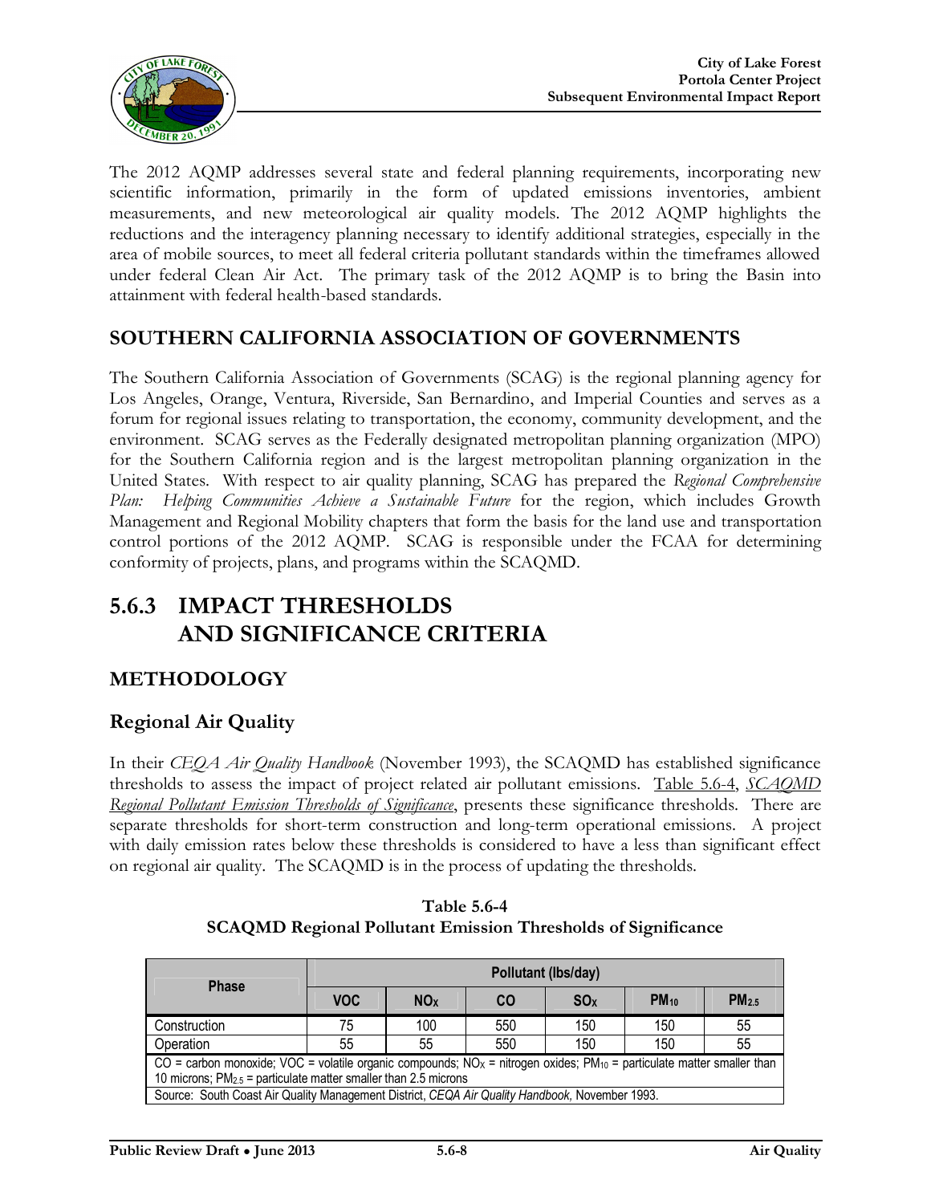The 2012 AQMP addresses several state and federal planning requirements, incorporating new scientific information, primarily in the form of updated emissions inventories, ambient measurements, and new meteorological air quality models. The 2012 AQMP highlights the reductions and the interagency planning necessary to identify additional strategies, especially in the area of mobile sources, to meet all federal criteria pollutant standards within the timeframes allowed under federal Clean Air Act. The primary task of the 2012 AQMP is to bring the Basin into attainment with federal health-based standards.

## SOUTHERN CALIFORNIA ASSOCIATION OF GOVERNMENTS

The Southern California Association of Governments (SCAG) is the regional planning agency for Los Angeles, Orange, Ventura, Riverside, San Bernardino, and Imperial Counties and serves as a forum for regional issues relating to transportation, the economy, community development, and the environment. SCAG serves as the Federally designated metropolitan planning organization (MPO) for the Southern California region and is the largest metropolitan planning organization in the United States. With respect to air quality planning, SCAG has prepared the *Regional Comprehensive Plan: Helping Communities Achieve a Sustainable Future* for the region, which includes Growth Management and Regional Mobility chapters that form the basis for the land use and transportation control portions of the 2012 AQMP. SCAG is responsible under the FCAA for determining conformity of projects, plans, and programs within the SCAQMD.

# 5.6.3 IMPACT THRESHOLDS AND SIGNIFICANCE CRITERIA

## METHODOLOGY

### Regional Air Quality

In their *CEQA Air Quality Handbook* (November 1993), the SCAQMD has established significance thresholds to assess the impact of project related air pollutant emissions. Table 5.6-4, *SCAQMD Regional Pollutant Emission Thresholds of Significance*, presents these significance thresholds. There are separate thresholds for short-term construction and long-term operational emissions. A project with daily emission rates below these thresholds is considered to have a less than significant effect on regional air quality. The SCAQMD is in the process of updating the thresholds.

**Table 5.6-4**
**SCAQMD Regional Pollutant Emission Thresholds of Significance**

| Phase | Pollutant (lbs/day) | | | | | |
|---|---|---|---|---|---|---|
| | VOC | $NO_X$ | CO | $SO_X$ | $PM_{10}$ | $PM_{2.5}$ |
| Construction | 75 | 100 | 550 | 150 | 150 | 55 |
| Operation | 55 | 55 | 550 | 150 | 150 | 55 |

CO = carbon monoxide; VOC = volatile organic compounds; $NO_X$ = nitrogen oxides; $PM_{10}$ = particulate matter smaller than 10 microns; $PM_{2.5}$ = particulate matter smaller than 2.5 microns

Source: South Coast Air Quality Management District, *CEQA Air Quality Handbook,* November 1993.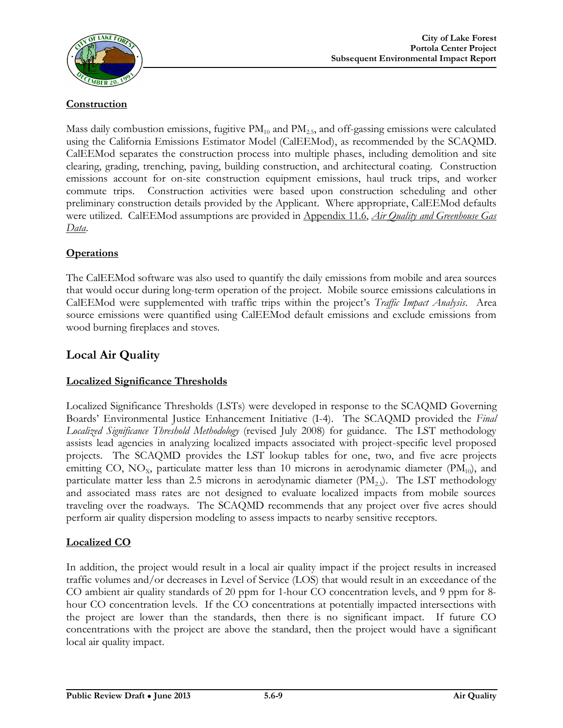**Construction**

Mass daily combustion emissions, fugitive $PM_{10}$ and $PM_{2.5}$, and off-gassing emissions were calculated using the California Emissions Estimator Model (CalEEMod), as recommended by the SCAQMD. CalEEMod separates the construction process into multiple phases, including demolition and site clearing, grading, trenching, paving, building construction, and architectural coating. Construction emissions account for on-site construction equipment emissions, haul truck trips, and worker commute trips. Construction activities were based upon construction scheduling and other preliminary construction details provided by the Applicant. Where appropriate, CalEEMod defaults were utilized. CalEEMod assumptions are provided in Appendix 11.6, *Air Quality and Greenhouse Gas Data*.

**Operations**

The CalEEMod software was also used to quantify the daily emissions from mobile and area sources that would occur during long-term operation of the project. Mobile source emissions calculations in CalEEMod were supplemented with traffic trips within the project's *Traffic Impact Analysis*. Area source emissions were quantified using CalEEMod default emissions and exclude emissions from wood burning fireplaces and stoves.

## Local Air Quality

**Localized Significance Thresholds**

Localized Significance Thresholds (LSTs) were developed in response to the SCAQMD Governing Boards' Environmental Justice Enhancement Initiative (I-4). The SCAQMD provided the *Final Localized Significance Threshold Methodology* (revised July 2008) for guidance. The LST methodology assists lead agencies in analyzing localized impacts associated with project-specific level proposed projects. The SCAQMD provides the LST lookup tables for one, two, and five acre projects emitting CO, $NO_X$, particulate matter less than 10 microns in aerodynamic diameter ($PM_{10}$), and particulate matter less than 2.5 microns in aerodynamic diameter ($PM_{2.5}$). The LST methodology and associated mass rates are not designed to evaluate localized impacts from mobile sources traveling over the roadways. The SCAQMD recommends that any project over five acres should perform air quality dispersion modeling to assess impacts to nearby sensitive receptors.

**Localized CO**

In addition, the project would result in a local air quality impact if the project results in increased traffic volumes and/or decreases in Level of Service (LOS) that would result in an exceedance of the CO ambient air quality standards of 20 ppm for 1-hour CO concentration levels, and 9 ppm for 8-hour CO concentration levels. If the CO concentrations at potentially impacted intersections with the project are lower than the standards, then there is no significant impact. If future CO concentrations with the project are above the standard, then the project would have a significant local air quality impact.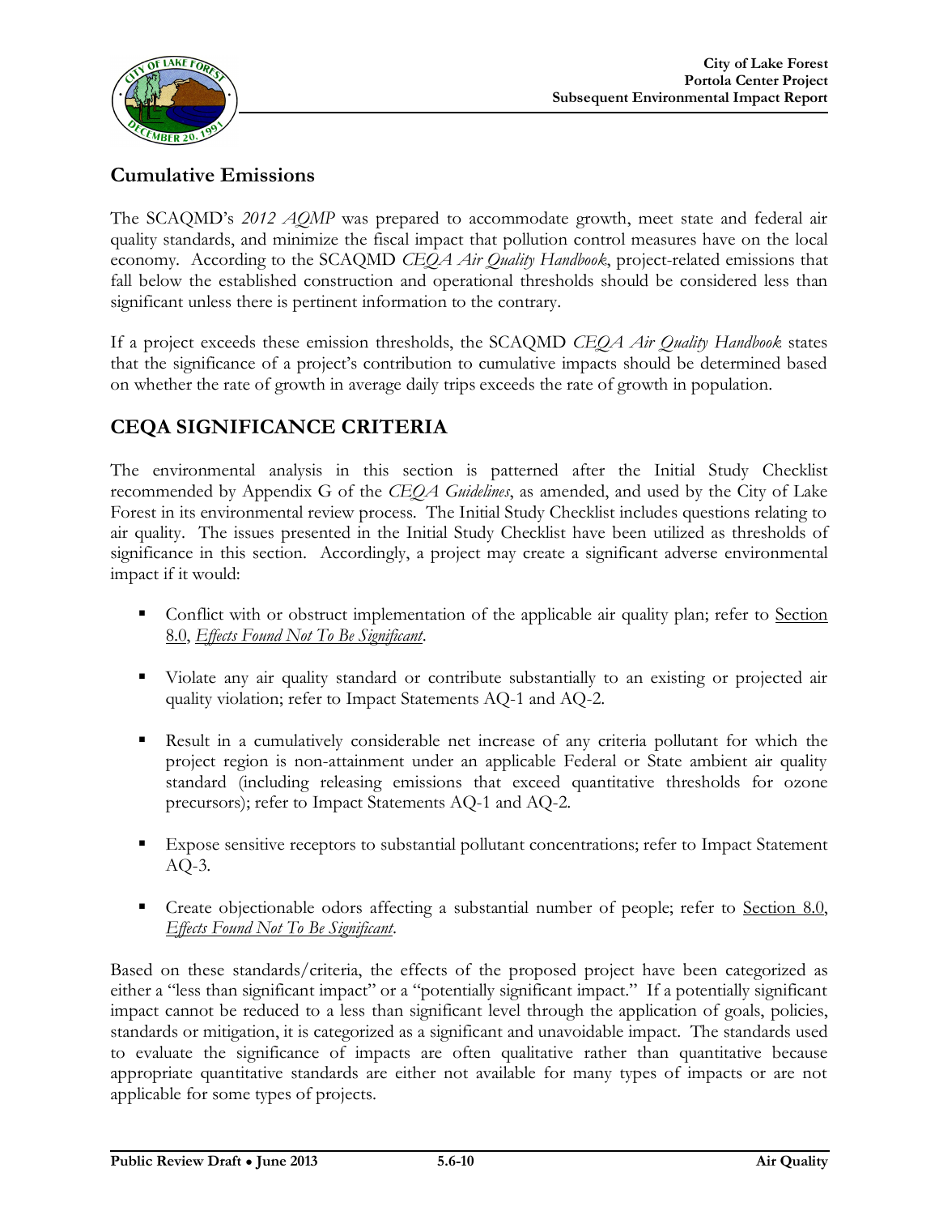## Cumulative Emissions

The SCAQMD's *2012 AQMP* was prepared to accommodate growth, meet state and federal air quality standards, and minimize the fiscal impact that pollution control measures have on the local economy. According to the SCAQMD *CEQA Air Quality Handbook*, project-related emissions that fall below the established construction and operational thresholds should be considered less than significant unless there is pertinent information to the contrary.

If a project exceeds these emission thresholds, the SCAQMD *CEQA Air Quality Handbook* states that the significance of a project's contribution to cumulative impacts should be determined based on whether the rate of growth in average daily trips exceeds the rate of growth in population.

## CEQA SIGNIFICANCE CRITERIA

The environmental analysis in this section is patterned after the Initial Study Checklist recommended by Appendix G of the *CEQA Guidelines*, as amended, and used by the City of Lake Forest in its environmental review process. The Initial Study Checklist includes questions relating to air quality. The issues presented in the Initial Study Checklist have been utilized as thresholds of significance in this section. Accordingly, a project may create a significant adverse environmental impact if it would:

- Conflict with or obstruct implementation of the applicable air quality plan; refer to Section 8.0, *Effects Found Not To Be Significant*.
- Violate any air quality standard or contribute substantially to an existing or projected air quality violation; refer to Impact Statements AQ-1 and AQ-2.
- Result in a cumulatively considerable net increase of any criteria pollutant for which the project region is non-attainment under an applicable Federal or State ambient air quality standard (including releasing emissions that exceed quantitative thresholds for ozone precursors); refer to Impact Statements AQ-1 and AQ-2.
- Expose sensitive receptors to substantial pollutant concentrations; refer to Impact Statement AQ-3.
- Create objectionable odors affecting a substantial number of people; refer to Section 8.0, *Effects Found Not To Be Significant*.

Based on these standards/criteria, the effects of the proposed project have been categorized as either a "less than significant impact" or a "potentially significant impact." If a potentially significant impact cannot be reduced to a less than significant level through the application of goals, policies, standards or mitigation, it is categorized as a significant and unavoidable impact. The standards used to evaluate the significance of impacts are often qualitative rather than quantitative because appropriate quantitative standards are either not available for many types of impacts or are not applicable for some types of projects.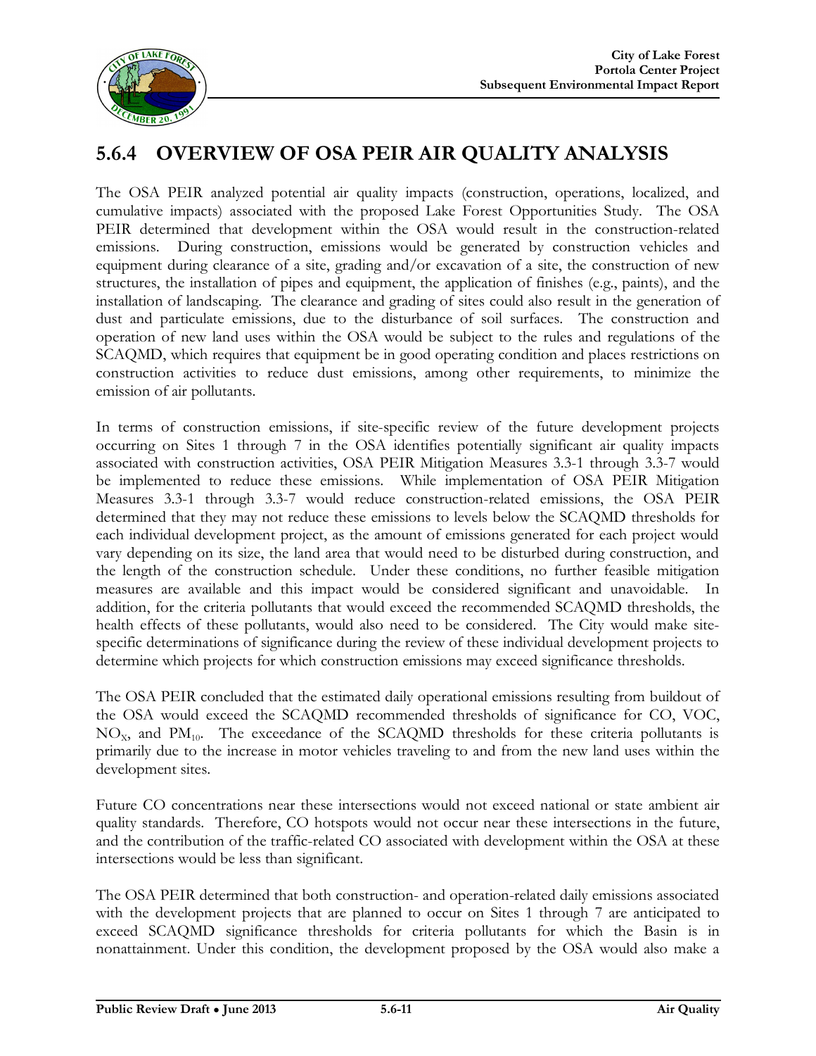## 5.6.4 OVERVIEW OF OSA PEIR AIR QUALITY ANALYSIS

The OSA PEIR analyzed potential air quality impacts (construction, operations, localized, and cumulative impacts) associated with the proposed Lake Forest Opportunities Study. The OSA PEIR determined that development within the OSA would result in the construction-related emissions. During construction, emissions would be generated by construction vehicles and equipment during clearance of a site, grading and/or excavation of a site, the construction of new structures, the installation of pipes and equipment, the application of finishes (e.g., paints), and the installation of landscaping. The clearance and grading of sites could also result in the generation of dust and particulate emissions, due to the disturbance of soil surfaces. The construction and operation of new land uses within the OSA would be subject to the rules and regulations of the SCAQMD, which requires that equipment be in good operating condition and places restrictions on construction activities to reduce dust emissions, among other requirements, to minimize the emission of air pollutants.

In terms of construction emissions, if site-specific review of the future development projects occurring on Sites 1 through 7 in the OSA identifies potentially significant air quality impacts associated with construction activities, OSA PEIR Mitigation Measures 3.3-1 through 3.3-7 would be implemented to reduce these emissions. While implementation of OSA PEIR Mitigation Measures 3.3-1 through 3.3-7 would reduce construction-related emissions, the OSA PEIR determined that they may not reduce these emissions to levels below the SCAQMD thresholds for each individual development project, as the amount of emissions generated for each project would vary depending on its size, the land area that would need to be disturbed during construction, and the length of the construction schedule. Under these conditions, no further feasible mitigation measures are available and this impact would be considered significant and unavoidable. In addition, for the criteria pollutants that would exceed the recommended SCAQMD thresholds, the health effects of these pollutants, would also need to be considered. The City would make site-specific determinations of significance during the review of these individual development projects to determine which projects for which construction emissions may exceed significance thresholds.

The OSA PEIR concluded that the estimated daily operational emissions resulting from buildout of the OSA would exceed the SCAQMD recommended thresholds of significance for CO, VOC, $NO_X$, and $PM_{10}$. The exceedance of the SCAQMD thresholds for these criteria pollutants is primarily due to the increase in motor vehicles traveling to and from the new land uses within the development sites.

Future CO concentrations near these intersections would not exceed national or state ambient air quality standards. Therefore, CO hotspots would not occur near these intersections in the future, and the contribution of the traffic-related CO associated with development within the OSA at these intersections would be less than significant.

The OSA PEIR determined that both construction- and operation-related daily emissions associated with the development projects that are planned to occur on Sites 1 through 7 are anticipated to exceed SCAQMD significance thresholds for criteria pollutants for which the Basin is in nonattainment. Under this condition, the development proposed by the OSA would also make a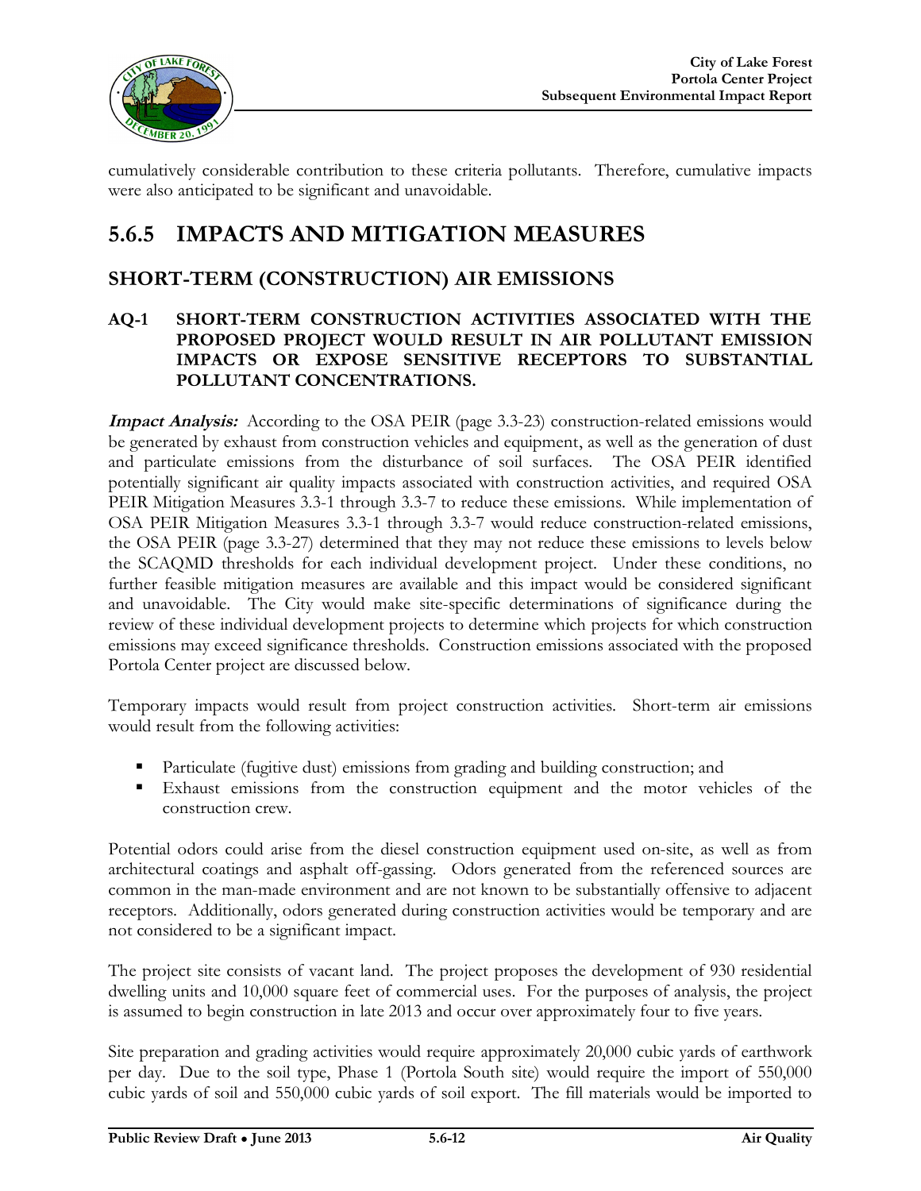cumulatively considerable contribution to these criteria pollutants. Therefore, cumulative impacts were also anticipated to be significant and unavoidable.

## 5.6.5 IMPACTS AND MITIGATION MEASURES

### SHORT-TERM (CONSTRUCTION) AIR EMISSIONS

**AQ-1 SHORT-TERM CONSTRUCTION ACTIVITIES ASSOCIATED WITH THE PROPOSED PROJECT WOULD RESULT IN AIR POLLUTANT EMISSION IMPACTS OR EXPOSE SENSITIVE RECEPTORS TO SUBSTANTIAL POLLUTANT CONCENTRATIONS.**

***Impact Analysis:*** According to the OSA PEIR (page 3.3-23) construction-related emissions would be generated by exhaust from construction vehicles and equipment, as well as the generation of dust and particulate emissions from the disturbance of soil surfaces. The OSA PEIR identified potentially significant air quality impacts associated with construction activities, and required OSA PEIR Mitigation Measures 3.3-1 through 3.3-7 to reduce these emissions. While implementation of OSA PEIR Mitigation Measures 3.3-1 through 3.3-7 would reduce construction-related emissions, the OSA PEIR (page 3.3-27) determined that they may not reduce these emissions to levels below the SCAQMD thresholds for each individual development project. Under these conditions, no further feasible mitigation measures are available and this impact would be considered significant and unavoidable. The City would make site-specific determinations of significance during the review of these individual development projects to determine which projects for which construction emissions may exceed significance thresholds. Construction emissions associated with the proposed Portola Center project are discussed below.

Temporary impacts would result from project construction activities. Short-term air emissions would result from the following activities:

- Particulate (fugitive dust) emissions from grading and building construction; and
- Exhaust emissions from the construction equipment and the motor vehicles of the construction crew.

Potential odors could arise from the diesel construction equipment used on-site, as well as from architectural coatings and asphalt off-gassing. Odors generated from the referenced sources are common in the man-made environment and are not known to be substantially offensive to adjacent receptors. Additionally, odors generated during construction activities would be temporary and are not considered to be a significant impact.

The project site consists of vacant land. The project proposes the development of 930 residential dwelling units and 10,000 square feet of commercial uses. For the purposes of analysis, the project is assumed to begin construction in late 2013 and occur over approximately four to five years.

Site preparation and grading activities would require approximately 20,000 cubic yards of earthwork per day. Due to the soil type, Phase 1 (Portola South site) would require the import of 550,000 cubic yards of soil and 550,000 cubic yards of soil export. The fill materials would be imported to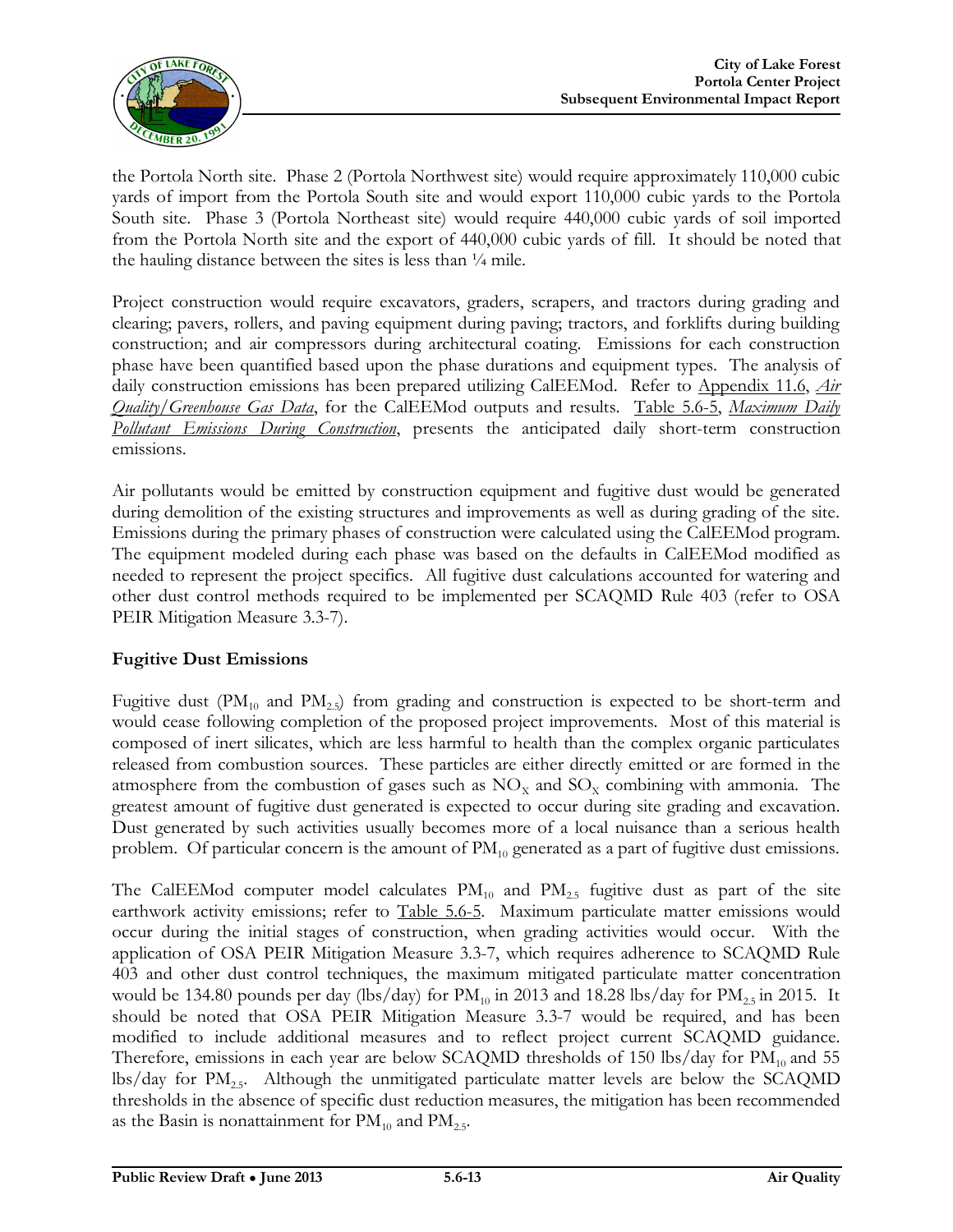the Portola North site. Phase 2 (Portola Northwest site) would require approximately 110,000 cubic yards of import from the Portola South site and would export 110,000 cubic yards to the Portola South site. Phase 3 (Portola Northeast site) would require 440,000 cubic yards of soil imported from the Portola North site and the export of 440,000 cubic yards of fill. It should be noted that the hauling distance between the sites is less than ¼ mile.

Project construction would require excavators, graders, scrapers, and tractors during grading and clearing; pavers, rollers, and paving equipment during paving; tractors, and forklifts during building construction; and air compressors during architectural coating. Emissions for each construction phase have been quantified based upon the phase durations and equipment types. The analysis of daily construction emissions has been prepared utilizing CalEEMod. Refer to Appendix 11.6, *Air Quality/Greenhouse Gas Data*, for the CalEEMod outputs and results. Table 5.6-5, *Maximum Daily Pollutant Emissions During Construction*, presents the anticipated daily short-term construction emissions.

Air pollutants would be emitted by construction equipment and fugitive dust would be generated during demolition of the existing structures and improvements as well as during grading of the site. Emissions during the primary phases of construction were calculated using the CalEEMod program. The equipment modeled during each phase was based on the defaults in CalEEMod modified as needed to represent the project specifics. All fugitive dust calculations accounted for watering and other dust control methods required to be implemented per SCAQMD Rule 403 (refer to OSA PEIR Mitigation Measure 3.3-7).

## Fugitive Dust Emissions

Fugitive dust ($PM_{10}$ and $PM_{2.5}$) from grading and construction is expected to be short-term and would cease following completion of the proposed project improvements. Most of this material is composed of inert silicates, which are less harmful to health than the complex organic particulates released from combustion sources. These particles are either directly emitted or are formed in the atmosphere from the combustion of gases such as $NO_X$ and $SO_X$ combining with ammonia. The greatest amount of fugitive dust generated is expected to occur during site grading and excavation. Dust generated by such activities usually becomes more of a local nuisance than a serious health problem. Of particular concern is the amount of $PM_{10}$ generated as a part of fugitive dust emissions.

The CalEEMod computer model calculates $PM_{10}$ and $PM_{2.5}$ fugitive dust as part of the site earthwork activity emissions; refer to Table 5.6-5. Maximum particulate matter emissions would occur during the initial stages of construction, when grading activities would occur. With the application of OSA PEIR Mitigation Measure 3.3-7, which requires adherence to SCAQMD Rule 403 and other dust control techniques, the maximum mitigated particulate matter concentration would be 134.80 pounds per day (lbs/day) for $PM_{10}$ in 2013 and 18.28 lbs/day for $PM_{2.5}$ in 2015. It should be noted that OSA PEIR Mitigation Measure 3.3-7 would be required, and has been modified to include additional measures and to reflect project current SCAQMD guidance. Therefore, emissions in each year are below SCAQMD thresholds of 150 lbs/day for $PM_{10}$ and 55 lbs/day for $PM_{2.5}$. Although the unmitigated particulate matter levels are below the SCAQMD thresholds in the absence of specific dust reduction measures, the mitigation has been recommended as the Basin is nonattainment for $PM_{10}$ and $PM_{2.5}$.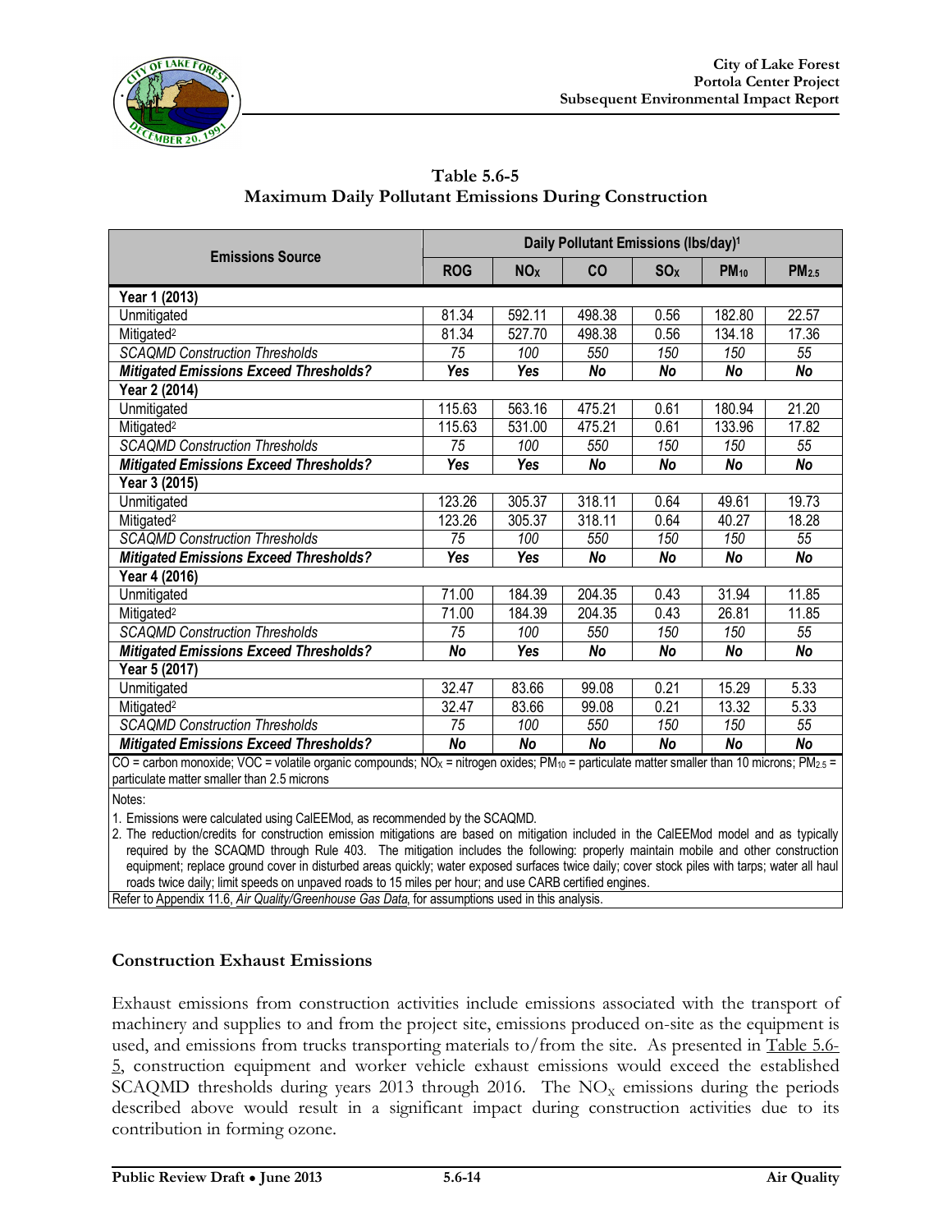**Table 5.6-5**
**Maximum Daily Pollutant Emissions During Construction**

| Emissions Source | Daily Pollutant Emissions (lbs/day)[1] | | | | | |
|---|---|---|---|---|---|---|
| | ROG | $NO_X$ | CO | $SO_X$ | $PM_{10}$ | $PM_{2.5}$ |
| **Year 1 (2013)** | | | | | | |
| Unmitigated | 81.34 | 592.11 | 498.38 | 0.56 | 182.80 | 22.57 |
| Mitigated[2] | 81.34 | 527.70 | 498.38 | 0.56 | 134.18 | 17.36 |
| *SCAQMD Construction Thresholds* | *75* | *100* | *550* | *150* | *150* | *55* |
| ***Mitigated Emissions Exceed Thresholds?*** | ***Yes*** | ***Yes*** | ***No*** | ***No*** | ***No*** | ***No*** |
| **Year 2 (2014)** | | | | | | |
| Unmitigated | 115.63 | 563.16 | 475.21 | 0.61 | 180.94 | 21.20 |
| Mitigated[2] | 115.63 | 531.00 | 475.21 | 0.61 | 133.96 | 17.82 |
| *SCAQMD Construction Thresholds* | *75* | *100* | *550* | *150* | *150* | *55* |
| ***Mitigated Emissions Exceed Thresholds?*** | ***Yes*** | ***Yes*** | ***No*** | ***No*** | ***No*** | ***No*** |
| **Year 3 (2015)** | | | | | | |
| Unmitigated | 123.26 | 305.37 | 318.11 | 0.64 | 49.61 | 19.73 |
| Mitigated[2] | 123.26 | 305.37 | 318.11 | 0.64 | 40.27 | 18.28 |
| *SCAQMD Construction Thresholds* | *75* | *100* | *550* | *150* | *150* | *55* |
| ***Mitigated Emissions Exceed Thresholds?*** | ***Yes*** | ***Yes*** | ***No*** | ***No*** | ***No*** | ***No*** |
| **Year 4 (2016)** | | | | | | |
| Unmitigated | 71.00 | 184.39 | 204.35 | 0.43 | 31.94 | 11.85 |
| Mitigated[2] | 71.00 | 184.39 | 204.35 | 0.43 | 26.81 | 11.85 |
| *SCAQMD Construction Thresholds* | *75* | *100* | *550* | *150* | *150* | *55* |
| ***Mitigated Emissions Exceed Thresholds?*** | ***No*** | ***Yes*** | ***No*** | ***No*** | ***No*** | ***No*** |
| **Year 5 (2017)** | | | | | | |
| Unmitigated | 32.47 | 83.66 | 99.08 | 0.21 | 15.29 | 5.33 |
| Mitigated[2] | 32.47 | 83.66 | 99.08 | 0.21 | 13.32 | 5.33 |
| *SCAQMD Construction Thresholds* | *75* | *100* | *550* | *150* | *150* | *55* |
| ***Mitigated Emissions Exceed Thresholds?*** | ***No*** | ***No*** | ***No*** | ***No*** | ***No*** | ***No*** |

CO = carbon monoxide; VOC = volatile organic compounds; $NO_X$ = nitrogen oxides; $PM_{10}$ = particulate matter smaller than 10 microns; $PM_{2.5}$ = particulate matter smaller than 2.5 microns

Notes:

1. Emissions were calculated using CalEEMod, as recommended by the SCAQMD.
2. The reduction/credits for construction emission mitigations are based on mitigation included in the CalEEMod model and as typically required by the SCAQMD through Rule 403. The mitigation includes the following: properly maintain mobile and other construction equipment; replace ground cover in disturbed areas quickly; water exposed surfaces twice daily; cover stock piles with tarps; water all haul roads twice daily; limit speeds on unpaved roads to 15 miles per hour; and use CARB certified engines.

Refer to Appendix 11.6, *Air Quality/Greenhouse Gas Data*, for assumptions used in this analysis.

### Construction Exhaust Emissions

Exhaust emissions from construction activities include emissions associated with the transport of machinery and supplies to and from the project site, emissions produced on-site as the equipment is used, and emissions from trucks transporting materials to/from the site. As presented in Table 5.6-5, construction equipment and worker vehicle exhaust emissions would exceed the established SCAQMD thresholds during years 2013 through 2016. The $NO_X$ emissions during the periods described above would result in a significant impact during construction activities due to its contribution in forming ozone.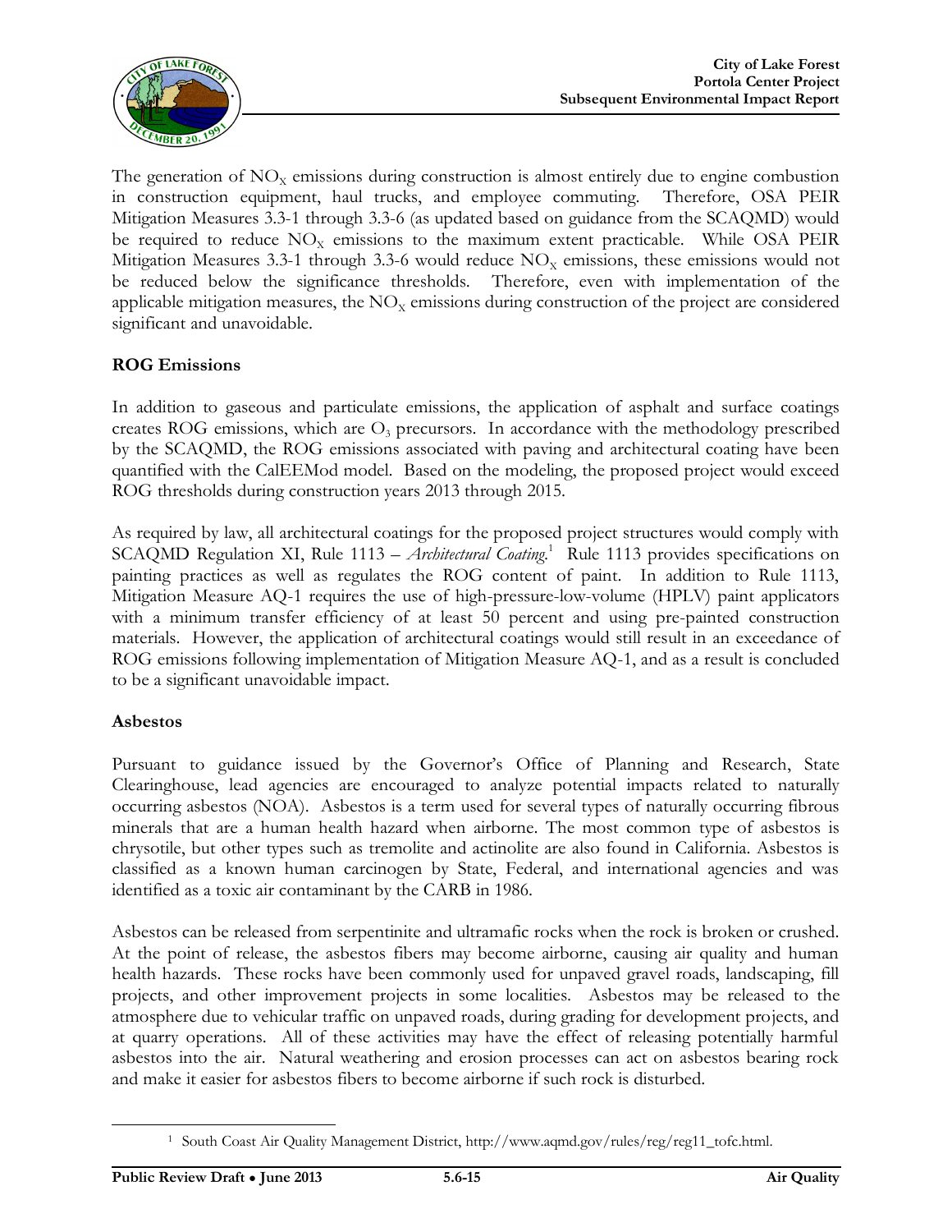The generation of $NO_X$ emissions during construction is almost entirely due to engine combustion in construction equipment, haul trucks, and employee commuting. Therefore, OSA PEIR Mitigation Measures 3.3-1 through 3.3-6 (as updated based on guidance from the SCAQMD) would be required to reduce $NO_X$ emissions to the maximum extent practicable. While OSA PEIR Mitigation Measures 3.3-1 through 3.3-6 would reduce $NO_X$ emissions, these emissions would not be reduced below the significance thresholds. Therefore, even with implementation of the applicable mitigation measures, the $NO_X$ emissions during construction of the project are considered significant and unavoidable.

**ROG Emissions**

In addition to gaseous and particulate emissions, the application of asphalt and surface coatings creates ROG emissions, which are $O_3$ precursors. In accordance with the methodology prescribed by the SCAQMD, the ROG emissions associated with paving and architectural coating have been quantified with the CalEEMod model. Based on the modeling, the proposed project would exceed ROG thresholds during construction years 2013 through 2015.

As required by law, all architectural coatings for the proposed project structures would comply with SCAQMD Regulation XI, Rule 1113 – *Architectural Coating*.[1] Rule 1113 provides specifications on painting practices as well as regulates the ROG content of paint. In addition to Rule 1113, Mitigation Measure AQ-1 requires the use of high-pressure-low-volume (HPLV) paint applicators with a minimum transfer efficiency of at least 50 percent and using pre-painted construction materials. However, the application of architectural coatings would still result in an exceedance of ROG emissions following implementation of Mitigation Measure AQ-1, and as a result is concluded to be a significant unavoidable impact.

**Asbestos**

Pursuant to guidance issued by the Governor's Office of Planning and Research, State Clearinghouse, lead agencies are encouraged to analyze potential impacts related to naturally occurring asbestos (NOA). Asbestos is a term used for several types of naturally occurring fibrous minerals that are a human health hazard when airborne. The most common type of asbestos is chrysotile, but other types such as tremolite and actinolite are also found in California. Asbestos is classified as a known human carcinogen by State, Federal, and international agencies and was identified as a toxic air contaminant by the CARB in 1986.

Asbestos can be released from serpentinite and ultramafic rocks when the rock is broken or crushed. At the point of release, the asbestos fibers may become airborne, causing air quality and human health hazards. These rocks have been commonly used for unpaved gravel roads, landscaping, fill projects, and other improvement projects in some localities. Asbestos may be released to the atmosphere due to vehicular traffic on unpaved roads, during grading for development projects, and at quarry operations. All of these activities may have the effect of releasing potentially harmful asbestos into the air. Natural weathering and erosion processes can act on asbestos bearing rock and make it easier for asbestos fibers to become airborne if such rock is disturbed.

[1] South Coast Air Quality Management District, http://www.aqmd.gov/rules/reg/reg11_tofc.html.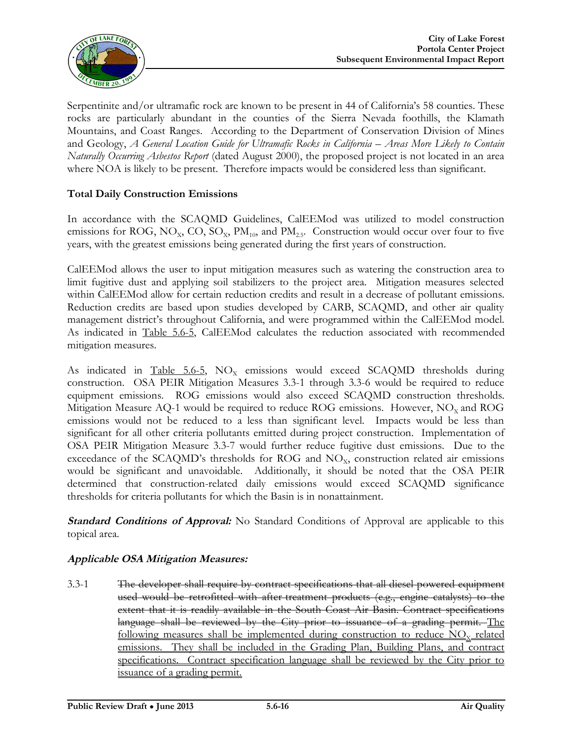Serpentinite and/or ultramafic rock are known to be present in 44 of California's 58 counties. These rocks are particularly abundant in the counties of the Sierra Nevada foothills, the Klamath Mountains, and Coast Ranges. According to the Department of Conservation Division of Mines and Geology, *A General Location Guide for Ultramafic Rocks in California – Areas More Likely to Contain Naturally Occurring Asbestos Report* (dated August 2000), the proposed project is not located in an area where NOA is likely to be present. Therefore impacts would be considered less than significant.

**Total Daily Construction Emissions**

In accordance with the SCAQMD Guidelines, CalEEMod was utilized to model construction emissions for ROG, $NO_X$, CO, $SO_X$, $PM_{10}$, and $PM_{2.5}$. Construction would occur over four to five years, with the greatest emissions being generated during the first years of construction.

CalEEMod allows the user to input mitigation measures such as watering the construction area to limit fugitive dust and applying soil stabilizers to the project area. Mitigation measures selected within CalEEMod allow for certain reduction credits and result in a decrease of pollutant emissions. Reduction credits are based upon studies developed by CARB, SCAQMD, and other air quality management district's throughout California, and were programmed within the CalEEMod model. As indicated in <u>Table 5.6-5</u>, CalEEMod calculates the reduction associated with recommended mitigation measures.

As indicated in <u>Table 5.6-5</u>, $NO_X$ emissions would exceed SCAQMD thresholds during construction. OSA PEIR Mitigation Measures 3.3-1 through 3.3-6 would be required to reduce equipment emissions. ROG emissions would also exceed SCAQMD construction thresholds. Mitigation Measure AQ-1 would be required to reduce ROG emissions. However, $NO_X$ and ROG emissions would not be reduced to a less than significant level. Impacts would be less than significant for all other criteria pollutants emitted during project construction. Implementation of OSA PEIR Mitigation Measure 3.3-7 would further reduce fugitive dust emissions. Due to the exceedance of the SCAQMD's thresholds for ROG and $NO_X$, construction related air emissions would be significant and unavoidable. Additionally, it should be noted that the OSA PEIR determined that construction-related daily emissions would exceed SCAQMD significance thresholds for criteria pollutants for which the Basin is in nonattainment.

***Standard Conditions of Approval:*** No Standard Conditions of Approval are applicable to this topical area.

***Applicable OSA Mitigation Measures:***

3.3-1 ~~The developer shall require by contract specifications that all diesel powered equipment used would be retrofitted with after treatment products (e.g., engine catalysts) to the extent that it is readily available in the South Coast Air Basin. Contract specifications language shall be reviewed by the City prior to issuance of a grading permit.~~ <u>The following measures shall be implemented during construction to reduce $NO_X$ related emissions. They shall be included in the Grading Plan, Building Plans, and contract specifications. Contract specification language shall be reviewed by the City prior to issuance of a grading permit.</u>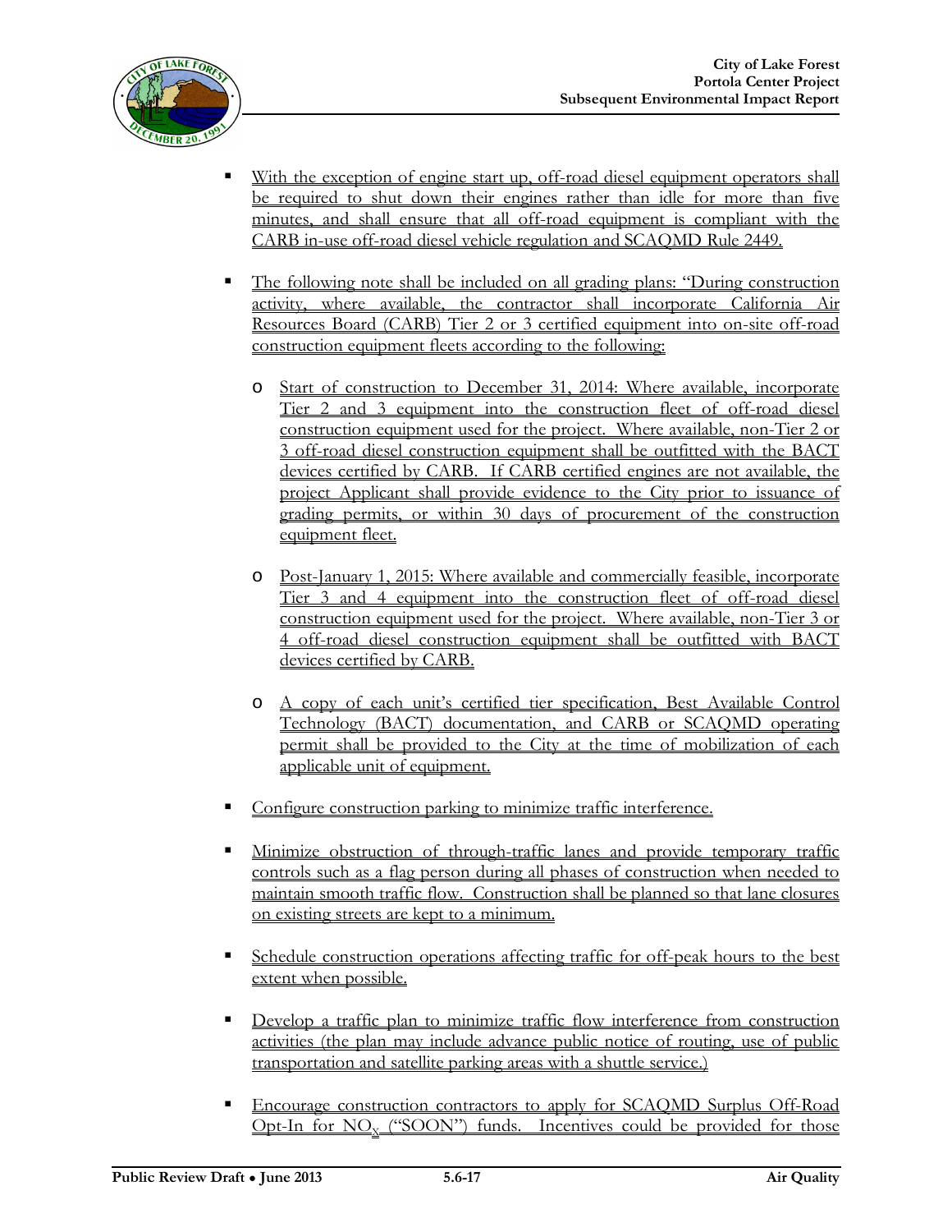- With the exception of engine start up, off-road diesel equipment operators shall be required to shut down their engines rather than idle for more than five minutes, and shall ensure that all off-road equipment is compliant with the CARB in-use off-road diesel vehicle regulation and SCAQMD Rule 2449.

- The following note shall be included on all grading plans: "During construction activity, where available, the contractor shall incorporate California Air Resources Board (CARB) Tier 2 or 3 certified equipment into on-site off-road construction equipment fleets according to the following:

  - Start of construction to December 31, 2014: Where available, incorporate Tier 2 and 3 equipment into the construction fleet of off-road diesel construction equipment used for the project. Where available, non-Tier 2 or 3 off-road diesel construction equipment shall be outfitted with the BACT devices certified by CARB. If CARB certified engines are not available, the project Applicant shall provide evidence to the City prior to issuance of grading permits, or within 30 days of procurement of the construction equipment fleet.

  - Post-January 1, 2015: Where available and commercially feasible, incorporate Tier 3 and 4 equipment into the construction fleet of off-road diesel construction equipment used for the project. Where available, non-Tier 3 or 4 off-road diesel construction equipment shall be outfitted with BACT devices certified by CARB.

  - A copy of each unit's certified tier specification, Best Available Control Technology (BACT) documentation, and CARB or SCAQMD operating permit shall be provided to the City at the time of mobilization of each applicable unit of equipment.

- Configure construction parking to minimize traffic interference.

- Minimize obstruction of through-traffic lanes and provide temporary traffic controls such as a flag person during all phases of construction when needed to maintain smooth traffic flow. Construction shall be planned so that lane closures on existing streets are kept to a minimum.

- Schedule construction operations affecting traffic for off-peak hours to the best extent when possible.

- Develop a traffic plan to minimize traffic flow interference from construction activities (the plan may include advance public notice of routing, use of public transportation and satellite parking areas with a shuttle service.)

- Encourage construction contractors to apply for SCAQMD Surplus Off-Road Opt-In for $NO_X$ ("SOON") funds. Incentives could be provided for those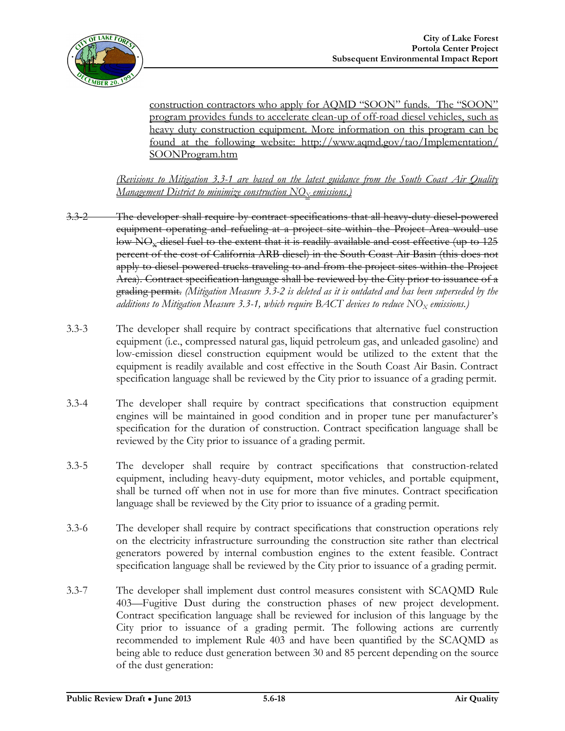<ins>construction contractors who apply for AQMD "SOON" funds. The "SOON" program provides funds to accelerate clean-up of off-road diesel vehicles, such as heavy duty construction equipment. More information on this program can be found at the following website: http://www.aqmd.gov/tao/Implementation/SOONProgram.htm</ins>

<ins>*(Revisions to Mitigation 3.3-1 are based on the latest guidance from the South Coast Air Quality Management District to minimize construction $NO_X$ emissions.)*</ins>

~~3.3-2 The developer shall require by contract specifications that all heavy-duty diesel-powered equipment operating and refueling at a project site within the Project Area would use low $NO_x$ diesel fuel to the extent that it is readily available and cost effective (up to 125 percent of the cost of California ARB diesel) in the South Coast Air Basin (this does not apply to diesel powered trucks traveling to and from the project sites within the Project Area). Contract specification language shall be reviewed by the City prior to issuance of a grading permit.~~ *(Mitigation Measure 3.3-2 is deleted as it is outdated and has been superseded by the additions to Mitigation Measure 3.3-1, which require BACT devices to reduce $NO_X$ emissions.)*

3.3-3 The developer shall require by contract specifications that alternative fuel construction equipment (i.e., compressed natural gas, liquid petroleum gas, and unleaded gasoline) and low-emission diesel construction equipment would be utilized to the extent that the equipment is readily available and cost effective in the South Coast Air Basin. Contract specification language shall be reviewed by the City prior to issuance of a grading permit.

3.3-4 The developer shall require by contract specifications that construction equipment engines will be maintained in good condition and in proper tune per manufacturer's specification for the duration of construction. Contract specification language shall be reviewed by the City prior to issuance of a grading permit.

3.3-5 The developer shall require by contract specifications that construction-related equipment, including heavy-duty equipment, motor vehicles, and portable equipment, shall be turned off when not in use for more than five minutes. Contract specification language shall be reviewed by the City prior to issuance of a grading permit.

3.3-6 The developer shall require by contract specifications that construction operations rely on the electricity infrastructure surrounding the construction site rather than electrical generators powered by internal combustion engines to the extent feasible. Contract specification language shall be reviewed by the City prior to issuance of a grading permit.

3.3-7 The developer shall implement dust control measures consistent with SCAQMD Rule 403—Fugitive Dust during the construction phases of new project development. Contract specification language shall be reviewed for inclusion of this language by the City prior to issuance of a grading permit. The following actions are currently recommended to implement Rule 403 and have been quantified by the SCAQMD as being able to reduce dust generation between 30 and 85 percent depending on the source of the dust generation: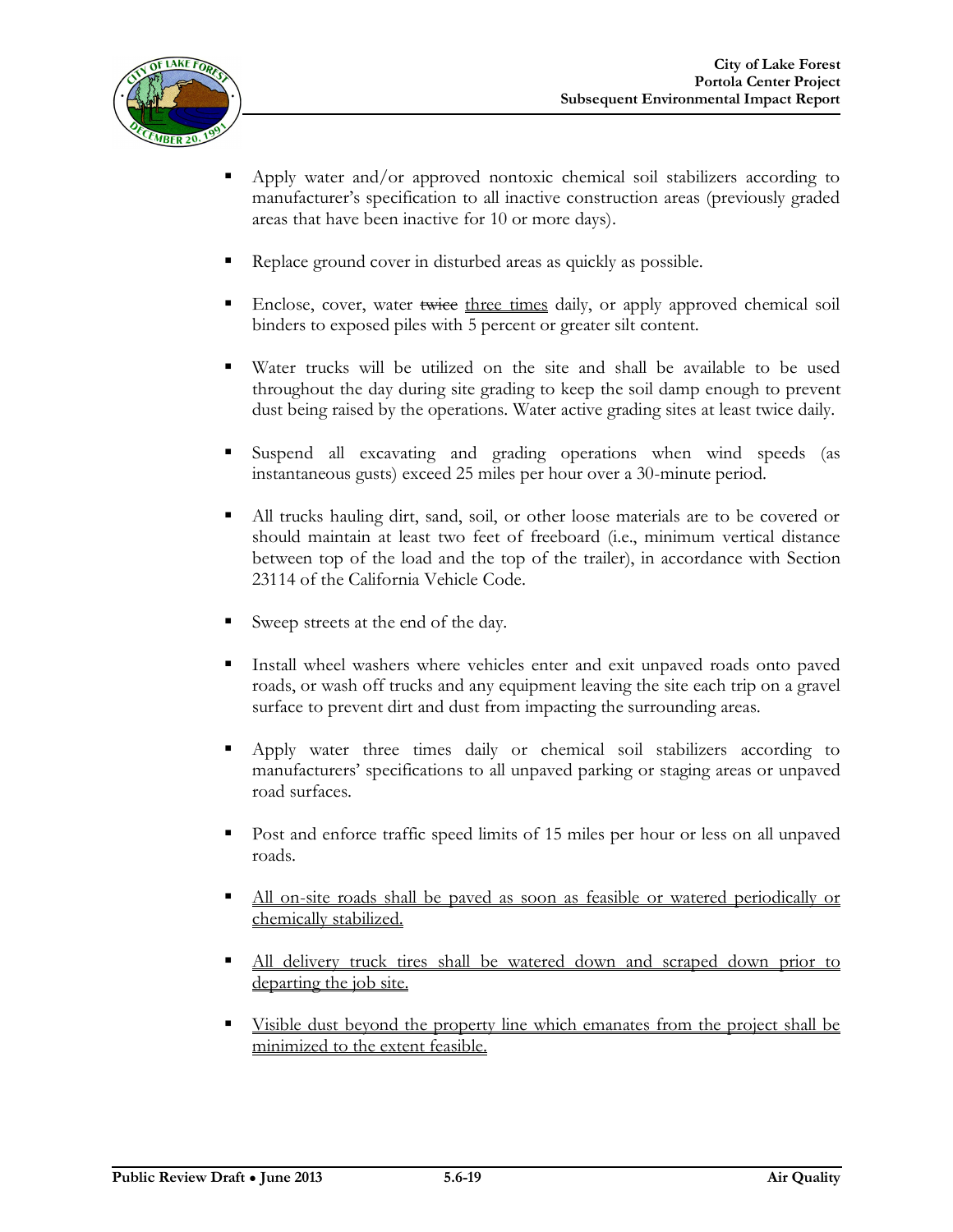- Apply water and/or approved nontoxic chemical soil stabilizers according to manufacturer's specification to all inactive construction areas (previously graded areas that have been inactive for 10 or more days).

- Replace ground cover in disturbed areas as quickly as possible.

- Enclose, cover, water ~~twice~~ <u>three times</u> daily, or apply approved chemical soil binders to exposed piles with 5 percent or greater silt content.

- Water trucks will be utilized on the site and shall be available to be used throughout the day during site grading to keep the soil damp enough to prevent dust being raised by the operations. Water active grading sites at least twice daily.

- Suspend all excavating and grading operations when wind speeds (as instantaneous gusts) exceed 25 miles per hour over a 30-minute period.

- All trucks hauling dirt, sand, soil, or other loose materials are to be covered or should maintain at least two feet of freeboard (i.e., minimum vertical distance between top of the load and the top of the trailer), in accordance with Section 23114 of the California Vehicle Code.

- Sweep streets at the end of the day.

- Install wheel washers where vehicles enter and exit unpaved roads onto paved roads, or wash off trucks and any equipment leaving the site each trip on a gravel surface to prevent dirt and dust from impacting the surrounding areas.

- Apply water three times daily or chemical soil stabilizers according to manufacturers' specifications to all unpaved parking or staging areas or unpaved road surfaces.

- Post and enforce traffic speed limits of 15 miles per hour or less on all unpaved roads.

- <u>All on-site roads shall be paved as soon as feasible or watered periodically or chemically stabilized.</u>

- <u>All delivery truck tires shall be watered down and scraped down prior to departing the job site.</u>

- <u>Visible dust beyond the property line which emanates from the project shall be minimized to the extent feasible.</u>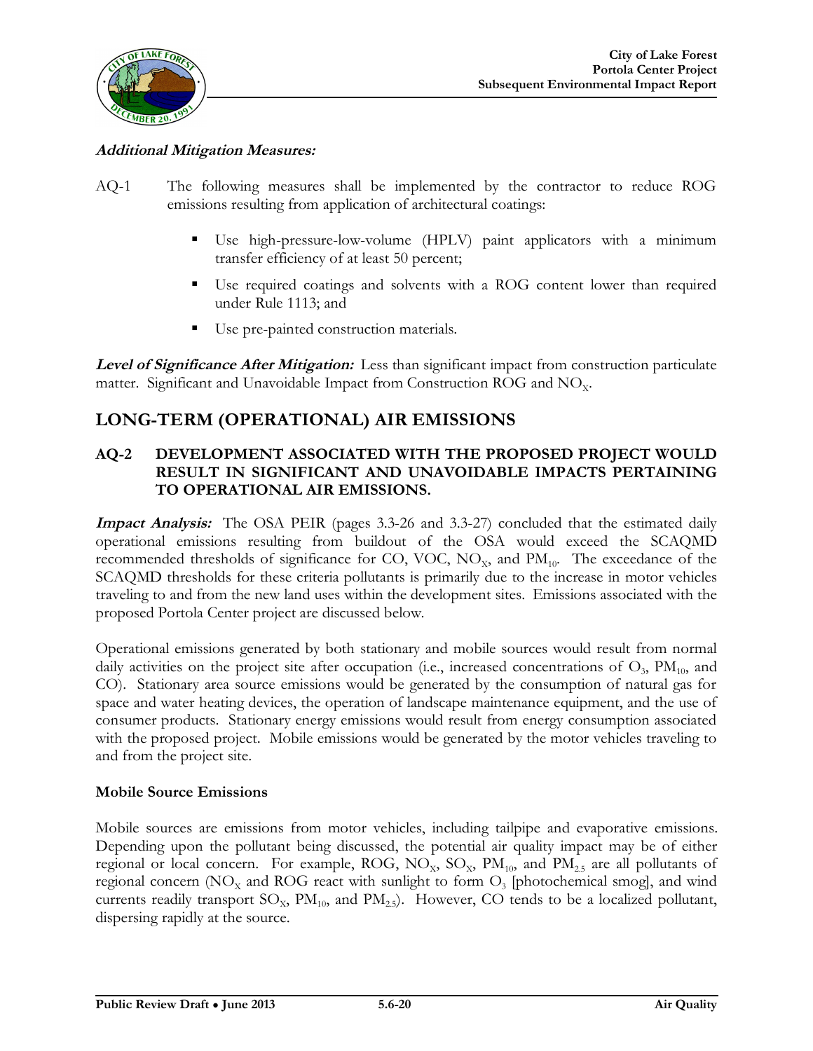***Additional Mitigation Measures:***

AQ-1 The following measures shall be implemented by the contractor to reduce ROG emissions resulting from application of architectural coatings:

- Use high-pressure-low-volume (HPLV) paint applicators with a minimum transfer efficiency of at least 50 percent;
- Use required coatings and solvents with a ROG content lower than required under Rule 1113; and
- Use pre-painted construction materials.

***Level of Significance After Mitigation:*** Less than significant impact from construction particulate matter. Significant and Unavoidable Impact from Construction ROG and $NO_X$.

## LONG-TERM (OPERATIONAL) AIR EMISSIONS

### AQ-2 DEVELOPMENT ASSOCIATED WITH THE PROPOSED PROJECT WOULD RESULT IN SIGNIFICANT AND UNAVOIDABLE IMPACTS PERTAINING TO OPERATIONAL AIR EMISSIONS.

***Impact Analysis:*** The OSA PEIR (pages 3.3-26 and 3.3-27) concluded that the estimated daily operational emissions resulting from buildout of the OSA would exceed the SCAQMD recommended thresholds of significance for CO, VOC, $NO_X$, and $PM_{10}$. The exceedance of the SCAQMD thresholds for these criteria pollutants is primarily due to the increase in motor vehicles traveling to and from the new land uses within the development sites. Emissions associated with the proposed Portola Center project are discussed below.

Operational emissions generated by both stationary and mobile sources would result from normal daily activities on the project site after occupation (i.e., increased concentrations of $O_3$, $PM_{10}$, and CO). Stationary area source emissions would be generated by the consumption of natural gas for space and water heating devices, the operation of landscape maintenance equipment, and the use of consumer products. Stationary energy emissions would result from energy consumption associated with the proposed project. Mobile emissions would be generated by the motor vehicles traveling to and from the project site.

**Mobile Source Emissions**

Mobile sources are emissions from motor vehicles, including tailpipe and evaporative emissions. Depending upon the pollutant being discussed, the potential air quality impact may be of either regional or local concern. For example, ROG, $NO_X$, $SO_X$, $PM_{10}$, and $PM_{2.5}$ are all pollutants of regional concern ($NO_X$ and ROG react with sunlight to form $O_3$ [photochemical smog], and wind currents readily transport $SO_X$, $PM_{10}$, and $PM_{2.5}$). However, CO tends to be a localized pollutant, dispersing rapidly at the source.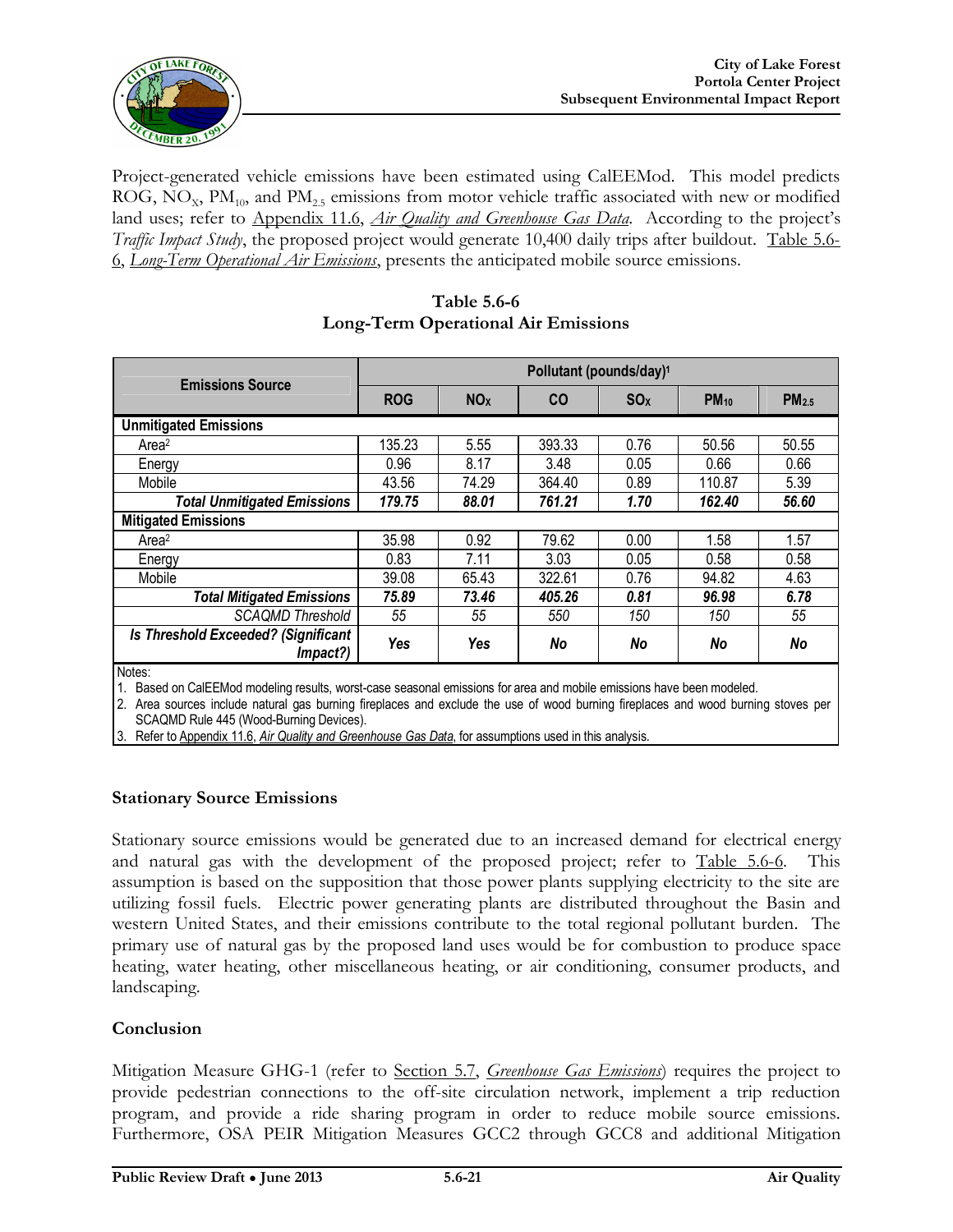Project-generated vehicle emissions have been estimated using CalEEMod. This model predicts ROG, $NO_X$, $PM_{10}$, and $PM_{2.5}$ emissions from motor vehicle traffic associated with new or modified land uses; refer to Appendix 11.6, *Air Quality and Greenhouse Gas Data*. According to the project's *Traffic Impact Study*, the proposed project would generate 10,400 daily trips after buildout. Table 5.6-6, *Long-Term Operational Air Emissions*, presents the anticipated mobile source emissions.

**Table 5.6-6**
**Long-Term Operational Air Emissions**

| Emissions Source | Pollutant (pounds/day)[1] | | | | | |
|---|---|---|---|---|---|---|
| | ROG | $NO_X$ | CO | $SO_X$ | $PM_{10}$ | $PM_{2.5}$ |
| **Unmitigated Emissions** | | | | | | |
| Area[2] | 135.23 | 5.55 | 393.33 | 0.76 | 50.56 | 50.55 |
| Energy | 0.96 | 8.17 | 3.48 | 0.05 | 0.66 | 0.66 |
| Mobile | 43.56 | 74.29 | 364.40 | 0.89 | 110.87 | 5.39 |
| ***Total Unmitigated Emissions*** | ***179.75*** | ***88.01*** | ***761.21*** | ***1.70*** | ***162.40*** | ***56.60*** |
| **Mitigated Emissions** | | | | | | |
| Area[2] | 35.98 | 0.92 | 79.62 | 0.00 | 1.58 | 1.57 |
| Energy | 0.83 | 7.11 | 3.03 | 0.05 | 0.58 | 0.58 |
| Mobile | 39.08 | 65.43 | 322.61 | 0.76 | 94.82 | 4.63 |
| ***Total Mitigated Emissions*** | ***75.89*** | ***73.46*** | ***405.26*** | ***0.81*** | ***96.98*** | ***6.78*** |
| *SCAQMD Threshold* | *55* | *55* | *550* | *150* | *150* | *55* |
| ***Is Threshold Exceeded? (Significant Impact?)*** | ***Yes*** | ***Yes*** | ***No*** | ***No*** | ***No*** | ***No*** |

Notes:
1. Based on CalEEMod modeling results, worst-case seasonal emissions for area and mobile emissions have been modeled.
2. Area sources include natural gas burning fireplaces and exclude the use of wood burning fireplaces and wood burning stoves per SCAQMD Rule 445 (Wood-Burning Devices).
3. Refer to Appendix 11.6, *Air Quality and Greenhouse Gas Data*, for assumptions used in this analysis.

### Stationary Source Emissions

Stationary source emissions would be generated due to an increased demand for electrical energy and natural gas with the development of the proposed project; refer to Table 5.6-6. This assumption is based on the supposition that those power plants supplying electricity to the site are utilizing fossil fuels. Electric power generating plants are distributed throughout the Basin and western United States, and their emissions contribute to the total regional pollutant burden. The primary use of natural gas by the proposed land uses would be for combustion to produce space heating, water heating, other miscellaneous heating, or air conditioning, consumer products, and landscaping.

### Conclusion

Mitigation Measure GHG-1 (refer to Section 5.7, *Greenhouse Gas Emissions*) requires the project to provide pedestrian connections to the off-site circulation network, implement a trip reduction program, and provide a ride sharing program in order to reduce mobile source emissions. Furthermore, OSA PEIR Mitigation Measures GCC2 through GCC8 and additional Mitigation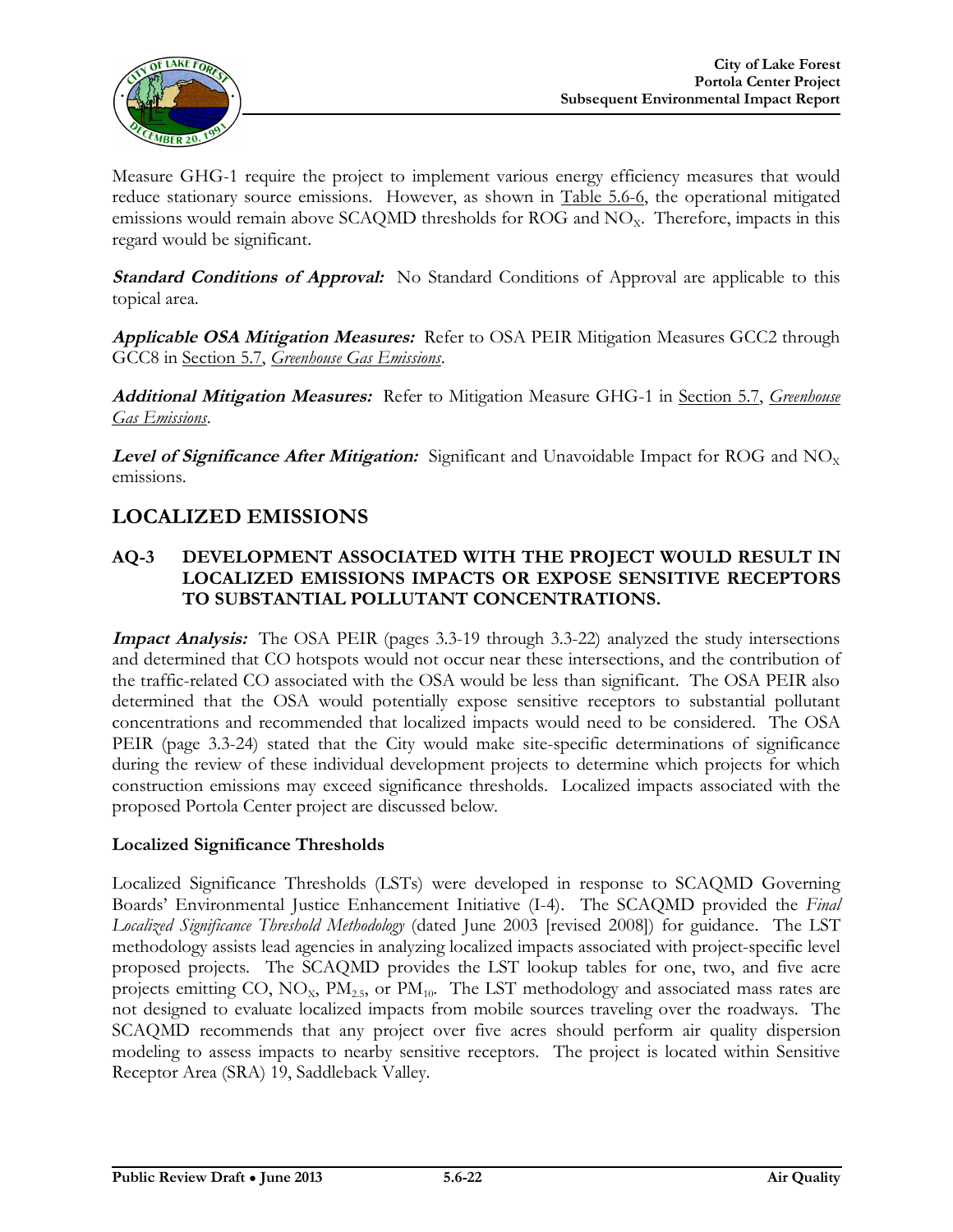Measure GHG-1 require the project to implement various energy efficiency measures that would reduce stationary source emissions. However, as shown in Table 5.6-6, the operational mitigated emissions would remain above SCAQMD thresholds for ROG and $NO_X$. Therefore, impacts in this regard would be significant.

***Standard Conditions of Approval:*** No Standard Conditions of Approval are applicable to this topical area.

***Applicable OSA Mitigation Measures:*** Refer to OSA PEIR Mitigation Measures GCC2 through GCC8 in Section 5.7, *Greenhouse Gas Emissions*.

***Additional Mitigation Measures:*** Refer to Mitigation Measure GHG-1 in Section 5.7, *Greenhouse Gas Emissions*.

***Level of Significance After Mitigation:*** Significant and Unavoidable Impact for ROG and $NO_X$ emissions.

## LOCALIZED EMISSIONS

### AQ-3 DEVELOPMENT ASSOCIATED WITH THE PROJECT WOULD RESULT IN LOCALIZED EMISSIONS IMPACTS OR EXPOSE SENSITIVE RECEPTORS TO SUBSTANTIAL POLLUTANT CONCENTRATIONS.

***Impact Analysis:*** The OSA PEIR (pages 3.3-19 through 3.3-22) analyzed the study intersections and determined that CO hotspots would not occur near these intersections, and the contribution of the traffic-related CO associated with the OSA would be less than significant. The OSA PEIR also determined that the OSA would potentially expose sensitive receptors to substantial pollutant concentrations and recommended that localized impacts would need to be considered. The OSA PEIR (page 3.3-24) stated that the City would make site-specific determinations of significance during the review of these individual development projects to determine which projects for which construction emissions may exceed significance thresholds. Localized impacts associated with the proposed Portola Center project are discussed below.

**Localized Significance Thresholds**

Localized Significance Thresholds (LSTs) were developed in response to SCAQMD Governing Boards' Environmental Justice Enhancement Initiative (I-4). The SCAQMD provided the *Final Localized Significance Threshold Methodology* (dated June 2003 [revised 2008]) for guidance. The LST methodology assists lead agencies in analyzing localized impacts associated with project-specific level proposed projects. The SCAQMD provides the LST lookup tables for one, two, and five acre projects emitting CO, $NO_X$, $PM_{2.5}$, or $PM_{10}$. The LST methodology and associated mass rates are not designed to evaluate localized impacts from mobile sources traveling over the roadways. The SCAQMD recommends that any project over five acres should perform air quality dispersion modeling to assess impacts to nearby sensitive receptors. The project is located within Sensitive Receptor Area (SRA) 19, Saddleback Valley.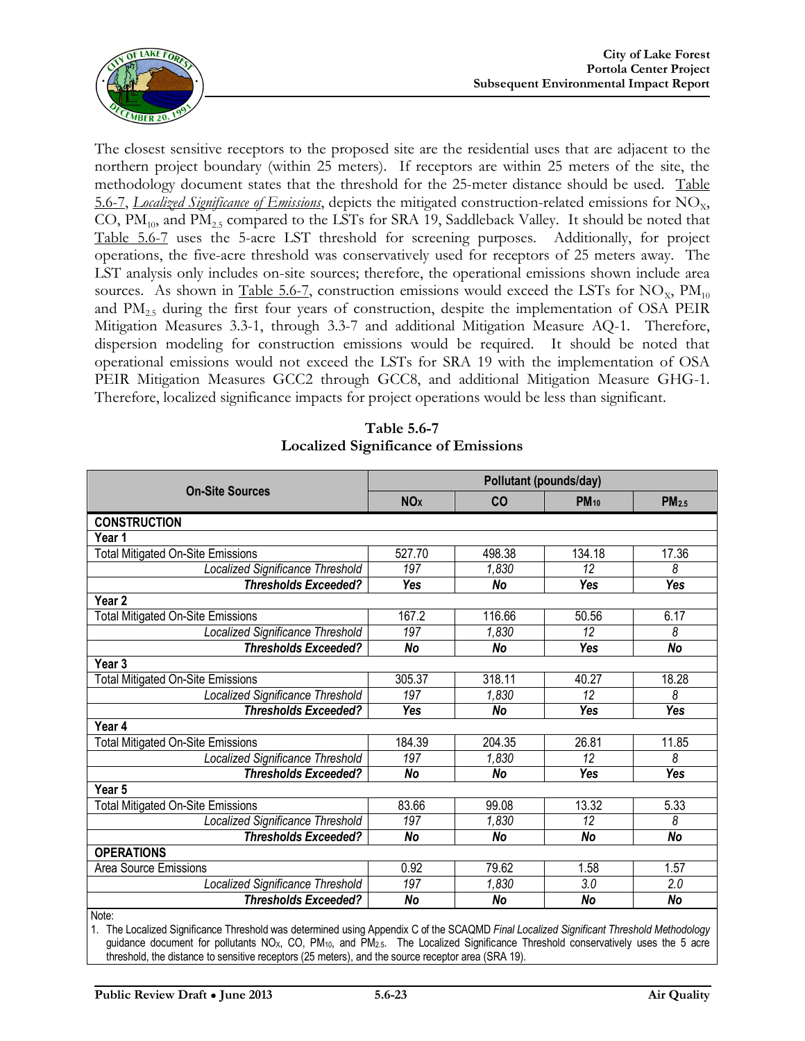The closest sensitive receptors to the proposed site are the residential uses that are adjacent to the northern project boundary (within 25 meters). If receptors are within 25 meters of the site, the methodology document states that the threshold for the 25-meter distance should be used. Table 5.6-7, *Localized Significance of Emissions*, depicts the mitigated construction-related emissions for $NO_X$, CO, $PM_{10}$, and $PM_{2.5}$ compared to the LSTs for SRA 19, Saddleback Valley. It should be noted that Table 5.6-7 uses the 5-acre LST threshold for screening purposes. Additionally, for project operations, the five-acre threshold was conservatively used for receptors of 25 meters away. The LST analysis only includes on-site sources; therefore, the operational emissions shown include area sources. As shown in Table 5.6-7, construction emissions would exceed the LSTs for $NO_X$, $PM_{10}$ and $PM_{2.5}$ during the first four years of construction, despite the implementation of OSA PEIR Mitigation Measures 3.3-1, through 3.3-7 and additional Mitigation Measure AQ-1. Therefore, dispersion modeling for construction emissions would be required. It should be noted that operational emissions would not exceed the LSTs for SRA 19 with the implementation of OSA PEIR Mitigation Measures GCC2 through GCC8, and additional Mitigation Measure GHG-1. Therefore, localized significance impacts for project operations would be less than significant.

**Table 5.6-7**
**Localized Significance of Emissions**

| On-Site Sources | Pollutant (pounds/day) | | | |
|---|---|---|---|---|
| | $NO_X$ | CO | $PM_{10}$ | $PM_{2.5}$ |
| **CONSTRUCTION** | | | | |
| **Year 1** | | | | |
| Total Mitigated On-Site Emissions | 527.70 | 498.38 | 134.18 | 17.36 |
| *Localized Significance Threshold* | *197* | *1,830* | *12* | *8* |
| ***Thresholds Exceeded?*** | ***Yes*** | ***No*** | ***Yes*** | ***Yes*** |
| **Year 2** | | | | |
| Total Mitigated On-Site Emissions | 167.2 | 116.66 | 50.56 | 6.17 |
| *Localized Significance Threshold* | *197* | *1,830* | *12* | *8* |
| ***Thresholds Exceeded?*** | ***No*** | ***No*** | ***Yes*** | ***No*** |
| **Year 3** | | | | |
| Total Mitigated On-Site Emissions | 305.37 | 318.11 | 40.27 | 18.28 |
| *Localized Significance Threshold* | *197* | *1,830* | *12* | *8* |
| ***Thresholds Exceeded?*** | ***Yes*** | ***No*** | ***Yes*** | ***Yes*** |
| **Year 4** | | | | |
| Total Mitigated On-Site Emissions | 184.39 | 204.35 | 26.81 | 11.85 |
| *Localized Significance Threshold* | *197* | *1,830* | *12* | *8* |
| ***Thresholds Exceeded?*** | ***No*** | ***No*** | ***Yes*** | ***Yes*** |
| **Year 5** | | | | |
| Total Mitigated On-Site Emissions | 83.66 | 99.08 | 13.32 | 5.33 |
| *Localized Significance Threshold* | *197* | *1,830* | *12* | *8* |
| ***Thresholds Exceeded?*** | ***No*** | ***No*** | ***No*** | ***No*** |
| **OPERATIONS** | | | | |
| Area Source Emissions | 0.92 | 79.62 | 1.58 | 1.57 |
| *Localized Significance Threshold* | *197* | *1,830* | *3.0* | *2.0* |
| ***Thresholds Exceeded?*** | ***No*** | ***No*** | ***No*** | ***No*** |

Note:
1. The Localized Significance Threshold was determined using Appendix C of the SCAQMD *Final Localized Significant Threshold Methodology* guidance document for pollutants $NO_X$, CO, $PM_{10}$, and $PM_{2.5}$. The Localized Significance Threshold conservatively uses the 5 acre threshold, the distance to sensitive receptors (25 meters), and the source receptor area (SRA 19).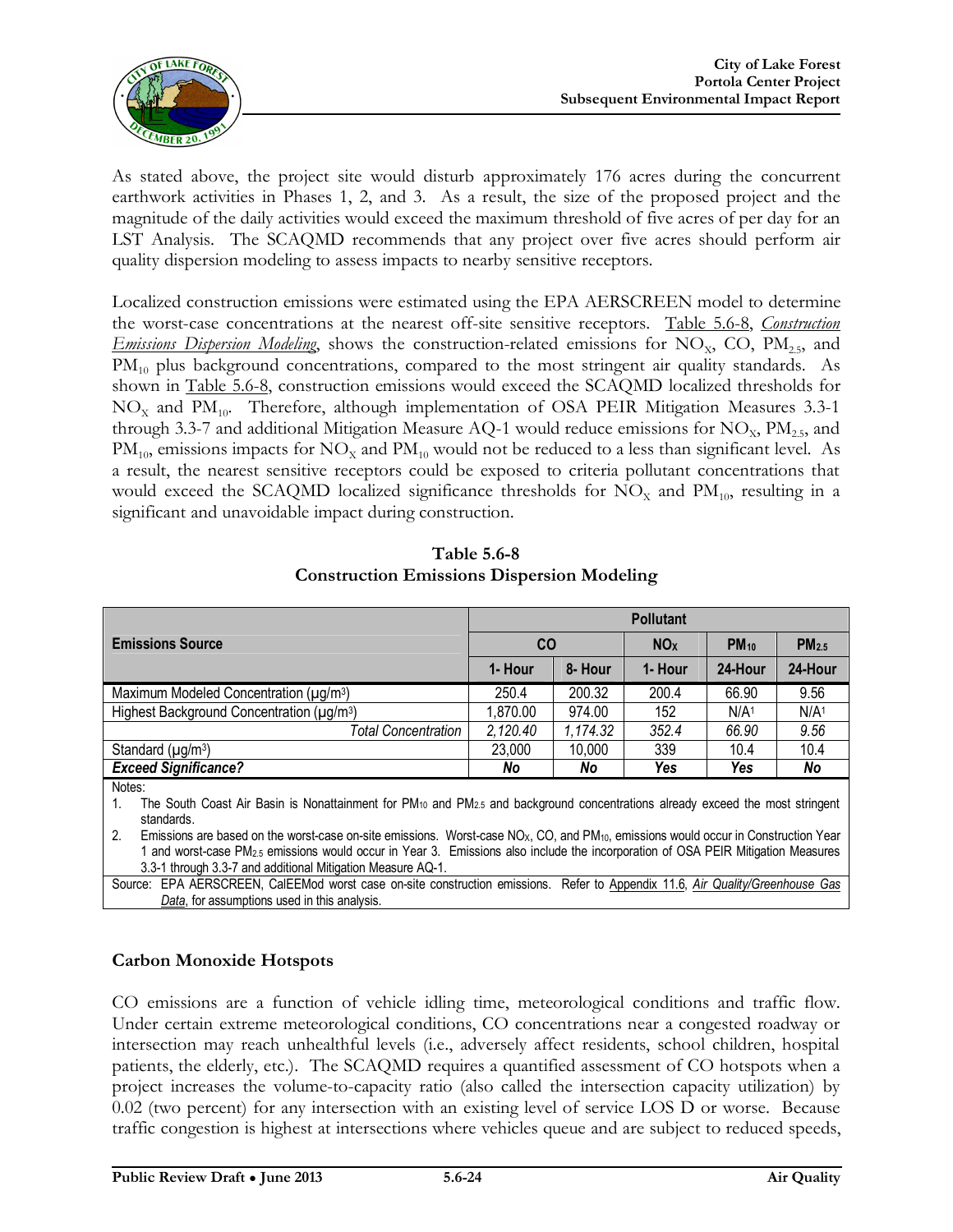As stated above, the project site would disturb approximately 176 acres during the concurrent earthwork activities in Phases 1, 2, and 3. As a result, the size of the proposed project and the magnitude of the daily activities would exceed the maximum threshold of five acres of per day for an LST Analysis. The SCAQMD recommends that any project over five acres should perform air quality dispersion modeling to assess impacts to nearby sensitive receptors.

Localized construction emissions were estimated using the EPA AERSCREEN model to determine the worst-case concentrations at the nearest off-site sensitive receptors. Table 5.6-8, *Construction Emissions Dispersion Modeling*, shows the construction-related emissions for $NO_X$, CO, $PM_{2.5}$, and $PM_{10}$ plus background concentrations, compared to the most stringent air quality standards. As shown in Table 5.6-8, construction emissions would exceed the SCAQMD localized thresholds for $NO_X$ and $PM_{10}$. Therefore, although implementation of OSA PEIR Mitigation Measures 3.3-1 through 3.3-7 and additional Mitigation Measure AQ-1 would reduce emissions for $NO_X$, $PM_{2.5}$, and $PM_{10}$, emissions impacts for $NO_X$ and $PM_{10}$ would not be reduced to a less than significant level. As a result, the nearest sensitive receptors could be exposed to criteria pollutant concentrations that would exceed the SCAQMD localized significance thresholds for $NO_X$ and $PM_{10}$, resulting in a significant and unavoidable impact during construction.

**Table 5.6-8**
**Construction Emissions Dispersion Modeling**

| Emissions Source | Pollutant | | | | |
|---|---|---|---|---|---|
| | CO | | $NO_X$ | $PM_{10}$ | $PM_{2.5}$ |
| | 1- Hour | 8- Hour | 1- Hour | 24-Hour | 24-Hour |
| Maximum Modeled Concentration (μg/m³) | 250.4 | 200.32 | 200.4 | 66.90 | 9.56 |
| Highest Background Concentration (μg/m³) | 1,870.00 | 974.00 | 152 | N/A[1] | N/A[1] |
| *Total Concentration* | *2,120.40* | *1,174.32* | *352.4* | *66.90* | *9.56* |
| Standard (μg/m³) | 23,000 | 10,000 | 339 | 10.4 | 10.4 |
| ***Exceed Significance?*** | ***No*** | ***No*** | ***Yes*** | ***Yes*** | ***No*** |

Notes:

1. The South Coast Air Basin is Nonattainment for $PM_{10}$ and $PM_{2.5}$ and background concentrations already exceed the most stringent standards.
2. Emissions are based on the worst-case on-site emissions. Worst-case $NO_X$, CO, and $PM_{10}$, emissions would occur in Construction Year 1 and worst-case $PM_{2.5}$ emissions would occur in Year 3. Emissions also include the incorporation of OSA PEIR Mitigation Measures 3.3-1 through 3.3-7 and additional Mitigation Measure AQ-1.

Source: EPA AERSCREEN, CalEEMod worst case on-site construction emissions. Refer to Appendix 11.6, *Air Quality/Greenhouse Gas Data*, for assumptions used in this analysis.

### Carbon Monoxide Hotspots

CO emissions are a function of vehicle idling time, meteorological conditions and traffic flow. Under certain extreme meteorological conditions, CO concentrations near a congested roadway or intersection may reach unhealthful levels (i.e., adversely affect residents, school children, hospital patients, the elderly, etc.). The SCAQMD requires a quantified assessment of CO hotspots when a project increases the volume-to-capacity ratio (also called the intersection capacity utilization) by 0.02 (two percent) for any intersection with an existing level of service LOS D or worse. Because traffic congestion is highest at intersections where vehicles queue and are subject to reduced speeds,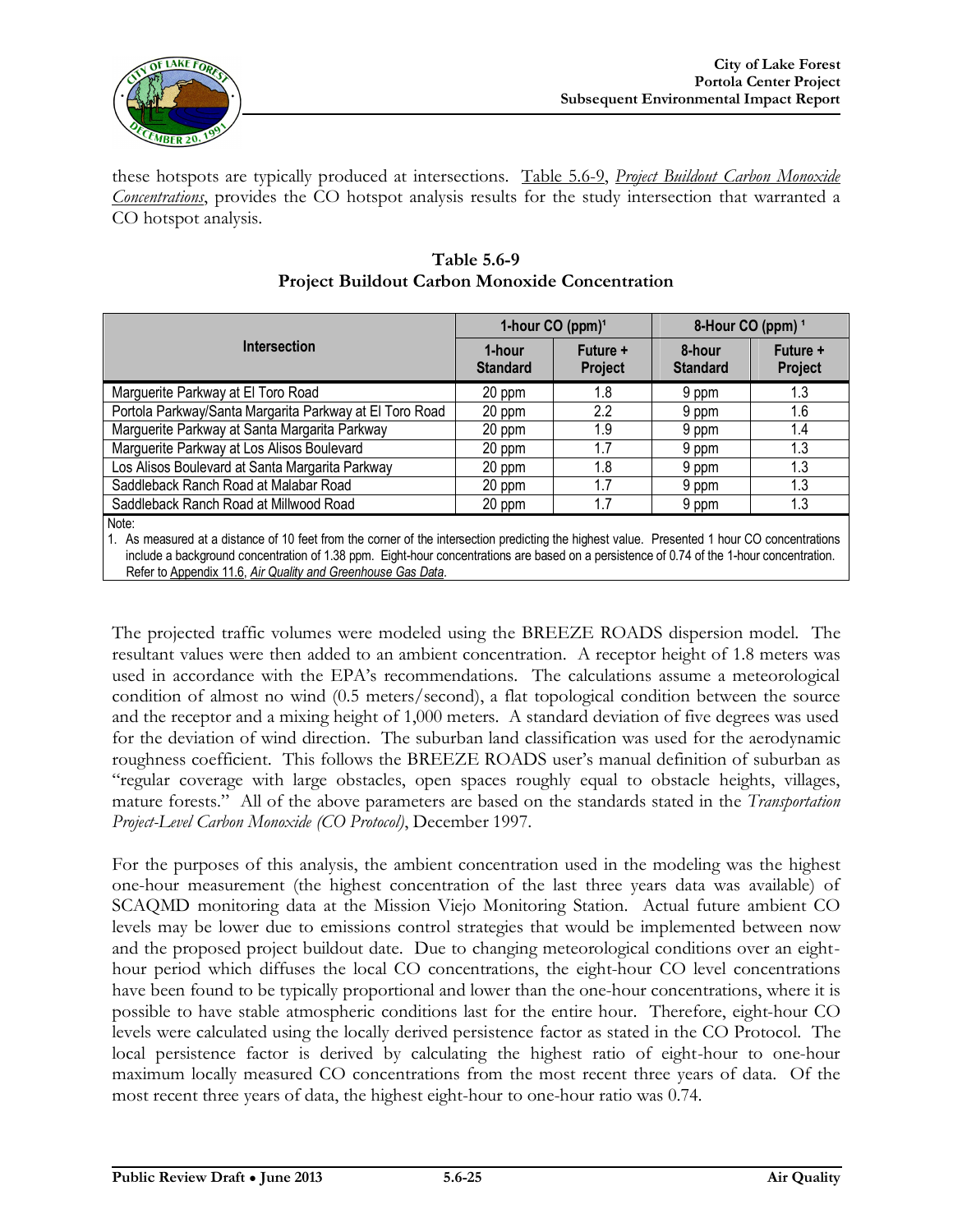these hotspots are typically produced at intersections. Table 5.6-9, *Project Buildout Carbon Monoxide Concentrations*, provides the CO hotspot analysis results for the study intersection that warranted a CO hotspot analysis.

**Table 5.6-9**
**Project Buildout Carbon Monoxide Concentration**

| Intersection | 1-hour CO (ppm)[1] | | 8-Hour CO (ppm)[1] | |
|---|---|---|---|---|
| | 1-hour Standard | Future + Project | 8-hour Standard | Future + Project |
| Marguerite Parkway at El Toro Road | 20 ppm | 1.8 | 9 ppm | 1.3 |
| Portola Parkway/Santa Margarita Parkway at El Toro Road | 20 ppm | 2.2 | 9 ppm | 1.6 |
| Marguerite Parkway at Santa Margarita Parkway | 20 ppm | 1.9 | 9 ppm | 1.4 |
| Marguerite Parkway at Los Alisos Boulevard | 20 ppm | 1.7 | 9 ppm | 1.3 |
| Los Alisos Boulevard at Santa Margarita Parkway | 20 ppm | 1.8 | 9 ppm | 1.3 |
| Saddleback Ranch Road at Malabar Road | 20 ppm | 1.7 | 9 ppm | 1.3 |
| Saddleback Ranch Road at Millwood Road | 20 ppm | 1.7 | 9 ppm | 1.3 |

Note:
1. As measured at a distance of 10 feet from the corner of the intersection predicting the highest value. Presented 1 hour CO concentrations include a background concentration of 1.38 ppm. Eight-hour concentrations are based on a persistence of 0.74 of the 1-hour concentration. Refer to Appendix 11.6, *Air Quality and Greenhouse Gas Data*.

The projected traffic volumes were modeled using the BREEZE ROADS dispersion model. The resultant values were then added to an ambient concentration. A receptor height of 1.8 meters was used in accordance with the EPA's recommendations. The calculations assume a meteorological condition of almost no wind (0.5 meters/second), a flat topological condition between the source and the receptor and a mixing height of 1,000 meters. A standard deviation of five degrees was used for the deviation of wind direction. The suburban land classification was used for the aerodynamic roughness coefficient. This follows the BREEZE ROADS user's manual definition of suburban as "regular coverage with large obstacles, open spaces roughly equal to obstacle heights, villages, mature forests." All of the above parameters are based on the standards stated in the *Transportation Project-Level Carbon Monoxide (CO Protocol)*, December 1997.

For the purposes of this analysis, the ambient concentration used in the modeling was the highest one-hour measurement (the highest concentration of the last three years data was available) of SCAQMD monitoring data at the Mission Viejo Monitoring Station. Actual future ambient CO levels may be lower due to emissions control strategies that would be implemented between now and the proposed project buildout date. Due to changing meteorological conditions over an eight-hour period which diffuses the local CO concentrations, the eight-hour CO level concentrations have been found to be typically proportional and lower than the one-hour concentrations, where it is possible to have stable atmospheric conditions last for the entire hour. Therefore, eight-hour CO levels were calculated using the locally derived persistence factor as stated in the CO Protocol. The local persistence factor is derived by calculating the highest ratio of eight-hour to one-hour maximum locally measured CO concentrations from the most recent three years of data. Of the most recent three years of data, the highest eight-hour to one-hour ratio was 0.74.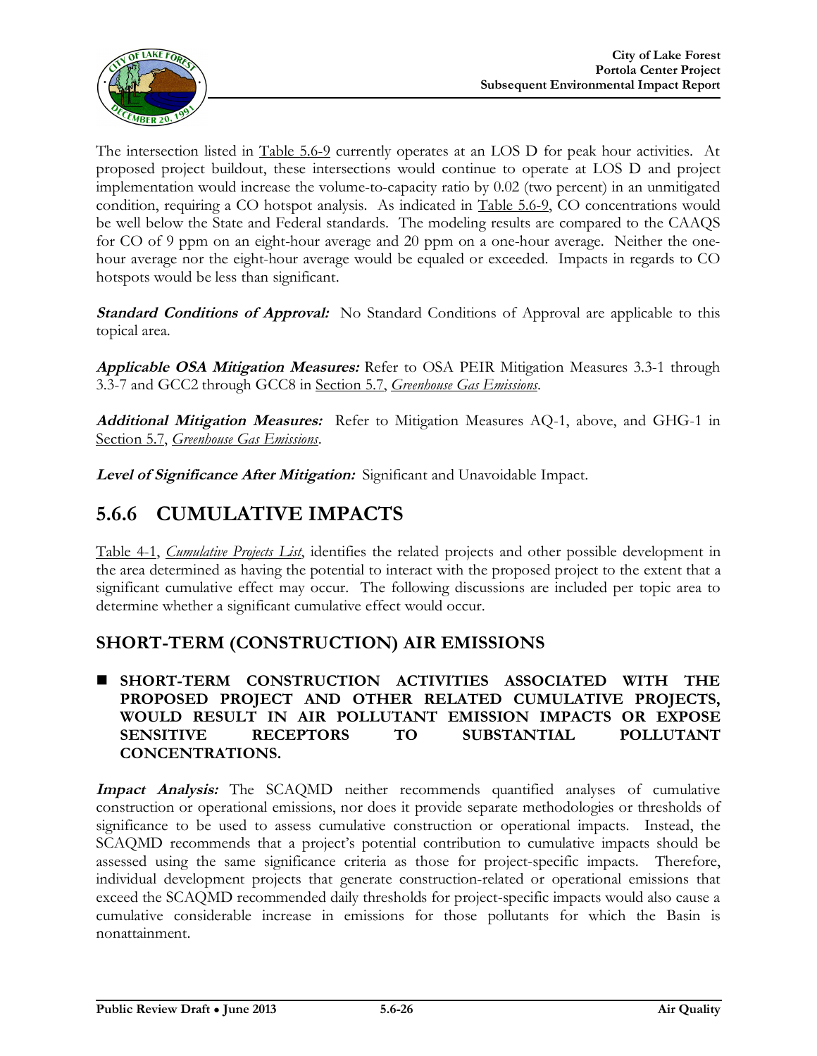The intersection listed in Table 5.6-9 currently operates at an LOS D for peak hour activities. At proposed project buildout, these intersections would continue to operate at LOS D and project implementation would increase the volume-to-capacity ratio by 0.02 (two percent) in an unmitigated condition, requiring a CO hotspot analysis. As indicated in Table 5.6-9, CO concentrations would be well below the State and Federal standards. The modeling results are compared to the CAAQS for CO of 9 ppm on an eight-hour average and 20 ppm on a one-hour average. Neither the one-hour average nor the eight-hour average would be equaled or exceeded. Impacts in regards to CO hotspots would be less than significant.

***Standard Conditions of Approval:*** No Standard Conditions of Approval are applicable to this topical area.

***Applicable OSA Mitigation Measures:*** Refer to OSA PEIR Mitigation Measures 3.3-1 through 3.3-7 and GCC2 through GCC8 in Section 5.7, *Greenhouse Gas Emissions*.

***Additional Mitigation Measures:*** Refer to Mitigation Measures AQ-1, above, and GHG-1 in Section 5.7, *Greenhouse Gas Emissions*.

***Level of Significance After Mitigation:*** Significant and Unavoidable Impact.

## 5.6.6 CUMULATIVE IMPACTS

Table 4-1, *Cumulative Projects List*, identifies the related projects and other possible development in the area determined as having the potential to interact with the proposed project to the extent that a significant cumulative effect may occur. The following discussions are included per topic area to determine whether a significant cumulative effect would occur.

### SHORT-TERM (CONSTRUCTION) AIR EMISSIONS

- **SHORT-TERM CONSTRUCTION ACTIVITIES ASSOCIATED WITH THE PROPOSED PROJECT AND OTHER RELATED CUMULATIVE PROJECTS, WOULD RESULT IN AIR POLLUTANT EMISSION IMPACTS OR EXPOSE SENSITIVE RECEPTORS TO SUBSTANTIAL POLLUTANT CONCENTRATIONS.**

***Impact Analysis:*** The SCAQMD neither recommends quantified analyses of cumulative construction or operational emissions, nor does it provide separate methodologies or thresholds of significance to be used to assess cumulative construction or operational impacts. Instead, the SCAQMD recommends that a project's potential contribution to cumulative impacts should be assessed using the same significance criteria as those for project-specific impacts. Therefore, individual development projects that generate construction-related or operational emissions that exceed the SCAQMD recommended daily thresholds for project-specific impacts would also cause a cumulative considerable increase in emissions for those pollutants for which the Basin is nonattainment.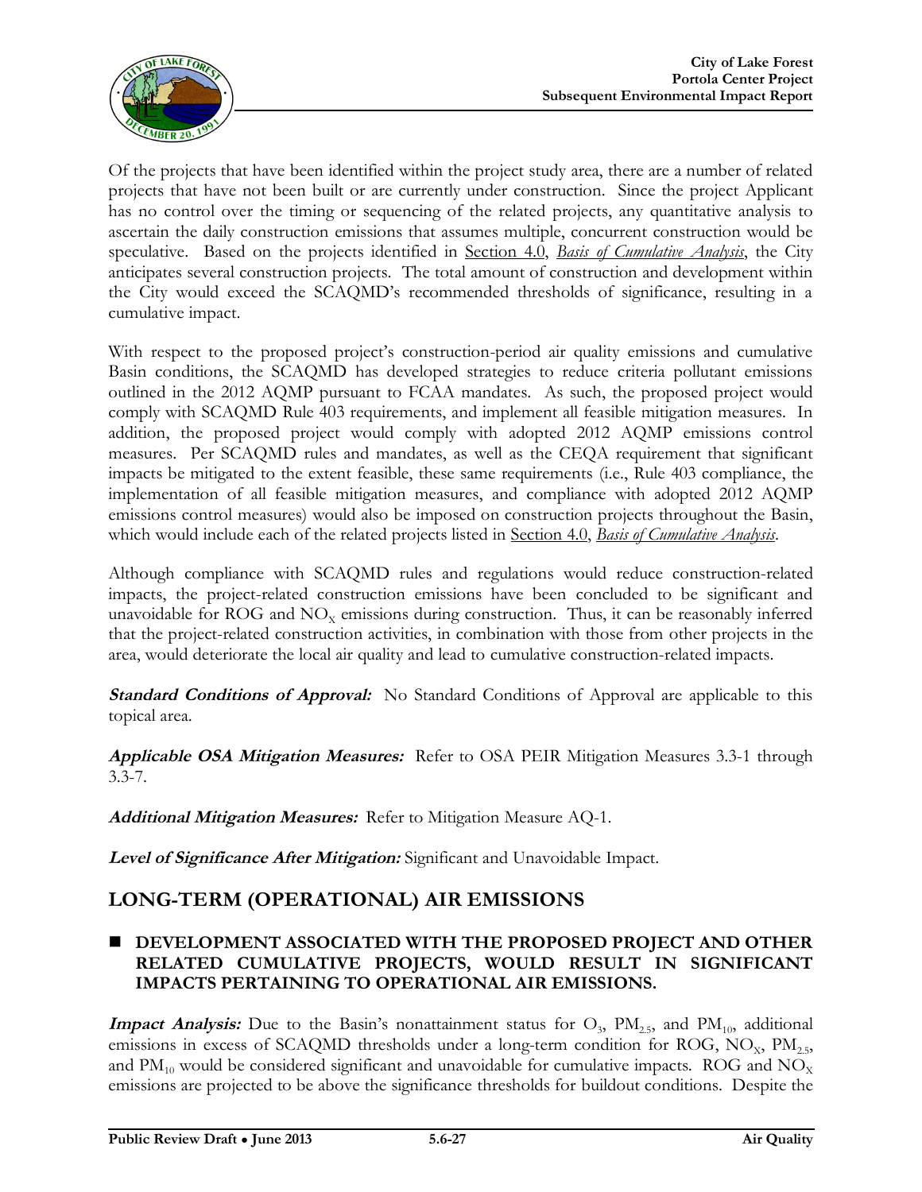Of the projects that have been identified within the project study area, there are a number of related projects that have not been built or are currently under construction. Since the project Applicant has no control over the timing or sequencing of the related projects, any quantitative analysis to ascertain the daily construction emissions that assumes multiple, concurrent construction would be speculative. Based on the projects identified in Section 4.0, *Basis of Cumulative Analysis*, the City anticipates several construction projects. The total amount of construction and development within the City would exceed the SCAQMD's recommended thresholds of significance, resulting in a cumulative impact.

With respect to the proposed project's construction-period air quality emissions and cumulative Basin conditions, the SCAQMD has developed strategies to reduce criteria pollutant emissions outlined in the 2012 AQMP pursuant to FCAA mandates. As such, the proposed project would comply with SCAQMD Rule 403 requirements, and implement all feasible mitigation measures. In addition, the proposed project would comply with adopted 2012 AQMP emissions control measures. Per SCAQMD rules and mandates, as well as the CEQA requirement that significant impacts be mitigated to the extent feasible, these same requirements (i.e., Rule 403 compliance, the implementation of all feasible mitigation measures, and compliance with adopted 2012 AQMP emissions control measures) would also be imposed on construction projects throughout the Basin, which would include each of the related projects listed in Section 4.0, *Basis of Cumulative Analysis*.

Although compliance with SCAQMD rules and regulations would reduce construction-related impacts, the project-related construction emissions have been concluded to be significant and unavoidable for ROG and $NO_X$ emissions during construction. Thus, it can be reasonably inferred that the project-related construction activities, in combination with those from other projects in the area, would deteriorate the local air quality and lead to cumulative construction-related impacts.

***Standard Conditions of Approval:*** No Standard Conditions of Approval are applicable to this topical area.

***Applicable OSA Mitigation Measures:*** Refer to OSA PEIR Mitigation Measures 3.3-1 through 3.3-7.

***Additional Mitigation Measures:*** Refer to Mitigation Measure AQ-1.

***Level of Significance After Mitigation:*** Significant and Unavoidable Impact.

## LONG-TERM (OPERATIONAL) AIR EMISSIONS

- **DEVELOPMENT ASSOCIATED WITH THE PROPOSED PROJECT AND OTHER RELATED CUMULATIVE PROJECTS, WOULD RESULT IN SIGNIFICANT IMPACTS PERTAINING TO OPERATIONAL AIR EMISSIONS.**

***Impact Analysis:*** Due to the Basin's nonattainment status for $O_3$, $PM_{2.5}$, and $PM_{10}$, additional emissions in excess of SCAQMD thresholds under a long-term condition for ROG, $NO_X$, $PM_{2.5}$, and $PM_{10}$ would be considered significant and unavoidable for cumulative impacts. ROG and $NO_X$ emissions are projected to be above the significance thresholds for buildout conditions. Despite the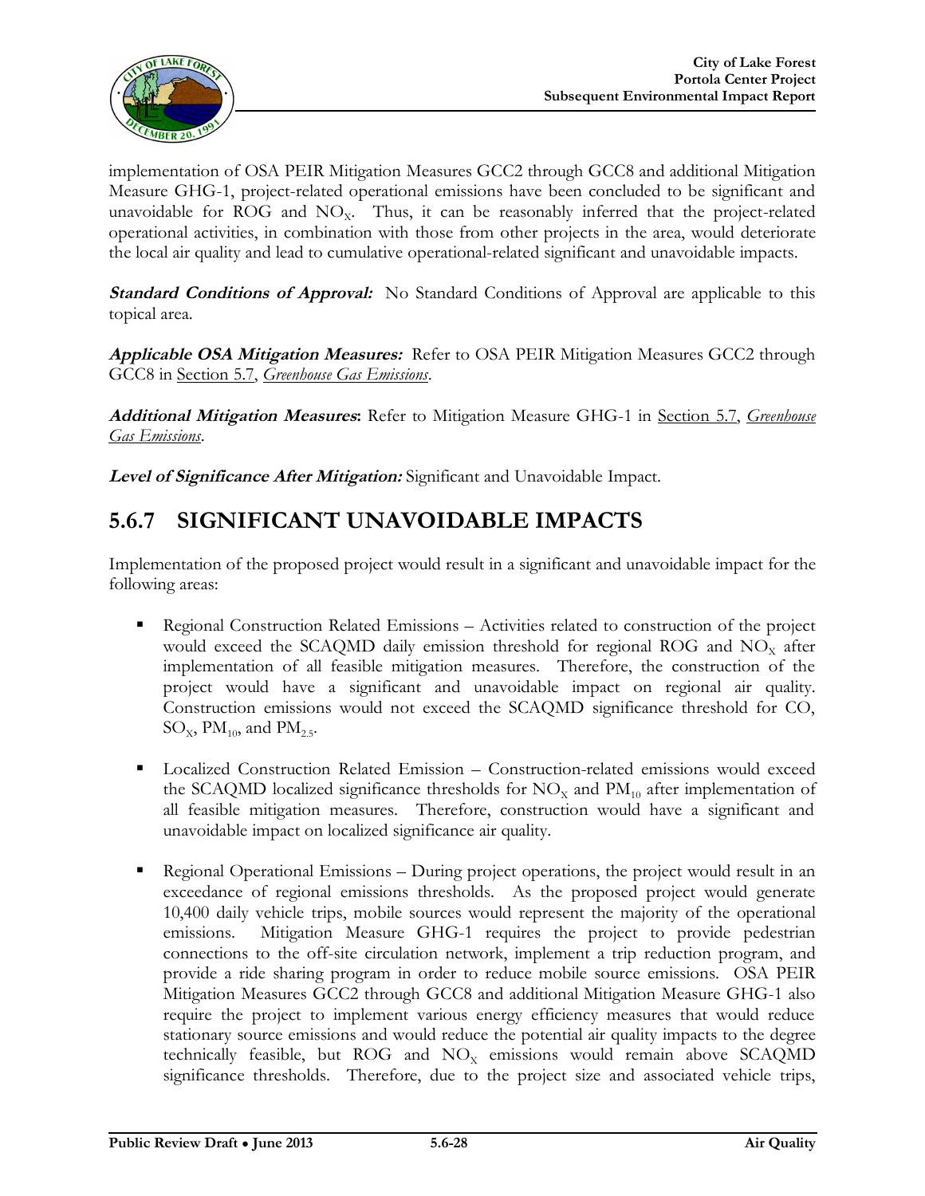implementation of OSA PEIR Mitigation Measures GCC2 through GCC8 and additional Mitigation Measure GHG-1, project-related operational emissions have been concluded to be significant and unavoidable for ROG and $NO_X$. Thus, it can be reasonably inferred that the project-related operational activities, in combination with those from other projects in the area, would deteriorate the local air quality and lead to cumulative operational-related significant and unavoidable impacts.

***Standard Conditions of Approval:*** No Standard Conditions of Approval are applicable to this topical area.

***Applicable OSA Mitigation Measures:*** Refer to OSA PEIR Mitigation Measures GCC2 through GCC8 in Section 5.7, *Greenhouse Gas Emissions*.

***Additional Mitigation Measures*:** Refer to Mitigation Measure GHG-1 in Section 5.7, *Greenhouse Gas Emissions*.

***Level of Significance After Mitigation:*** Significant and Unavoidable Impact.

## 5.6.7 SIGNIFICANT UNAVOIDABLE IMPACTS

Implementation of the proposed project would result in a significant and unavoidable impact for the following areas:

- Regional Construction Related Emissions – Activities related to construction of the project would exceed the SCAQMD daily emission threshold for regional ROG and $NO_X$ after implementation of all feasible mitigation measures. Therefore, the construction of the project would have a significant and unavoidable impact on regional air quality. Construction emissions would not exceed the SCAQMD significance threshold for CO, $SO_X$, $PM_{10}$, and $PM_{2.5}$.

- Localized Construction Related Emission – Construction-related emissions would exceed the SCAQMD localized significance thresholds for $NO_X$ and $PM_{10}$ after implementation of all feasible mitigation measures. Therefore, construction would have a significant and unavoidable impact on localized significance air quality.

- Regional Operational Emissions – During project operations, the project would result in an exceedance of regional emissions thresholds. As the proposed project would generate 10,400 daily vehicle trips, mobile sources would represent the majority of the operational emissions. Mitigation Measure GHG-1 requires the project to provide pedestrian connections to the off-site circulation network, implement a trip reduction program, and provide a ride sharing program in order to reduce mobile source emissions. OSA PEIR Mitigation Measures GCC2 through GCC8 and additional Mitigation Measure GHG-1 also require the project to implement various energy efficiency measures that would reduce stationary source emissions and would reduce the potential air quality impacts to the degree technically feasible, but ROG and $NO_X$ emissions would remain above SCAQMD significance thresholds. Therefore, due to the project size and associated vehicle trips,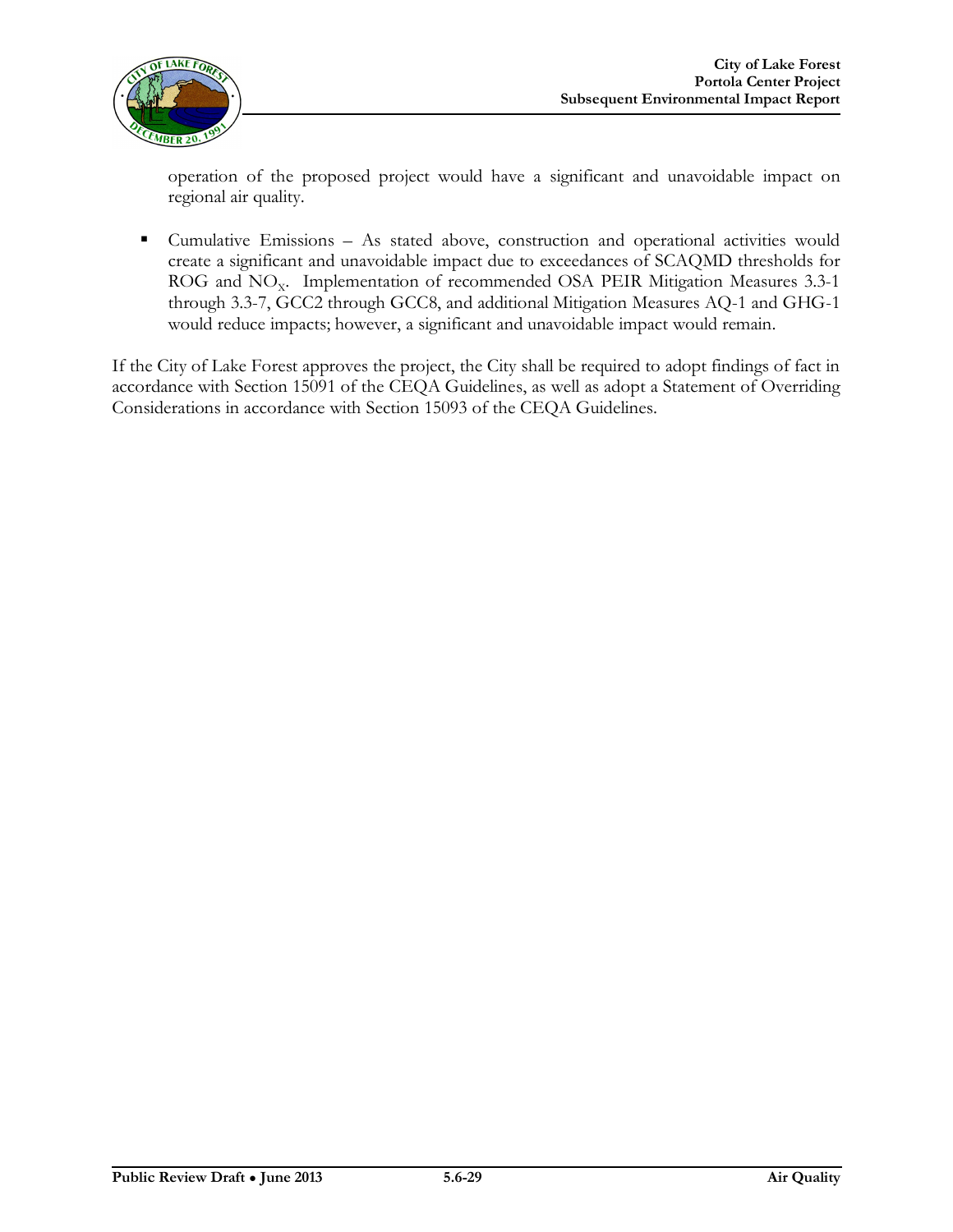operation of the proposed project would have a significant and unavoidable impact on regional air quality.

- Cumulative Emissions – As stated above, construction and operational activities would create a significant and unavoidable impact due to exceedances of SCAQMD thresholds for ROG and $NO_X$. Implementation of recommended OSA PEIR Mitigation Measures 3.3-1 through 3.3-7, GCC2 through GCC8, and additional Mitigation Measures AQ-1 and GHG-1 would reduce impacts; however, a significant and unavoidable impact would remain.

If the City of Lake Forest approves the project, the City shall be required to adopt findings of fact in accordance with Section 15091 of the CEQA Guidelines, as well as adopt a Statement of Overriding Considerations in accordance with Section 15093 of the CEQA Guidelines.